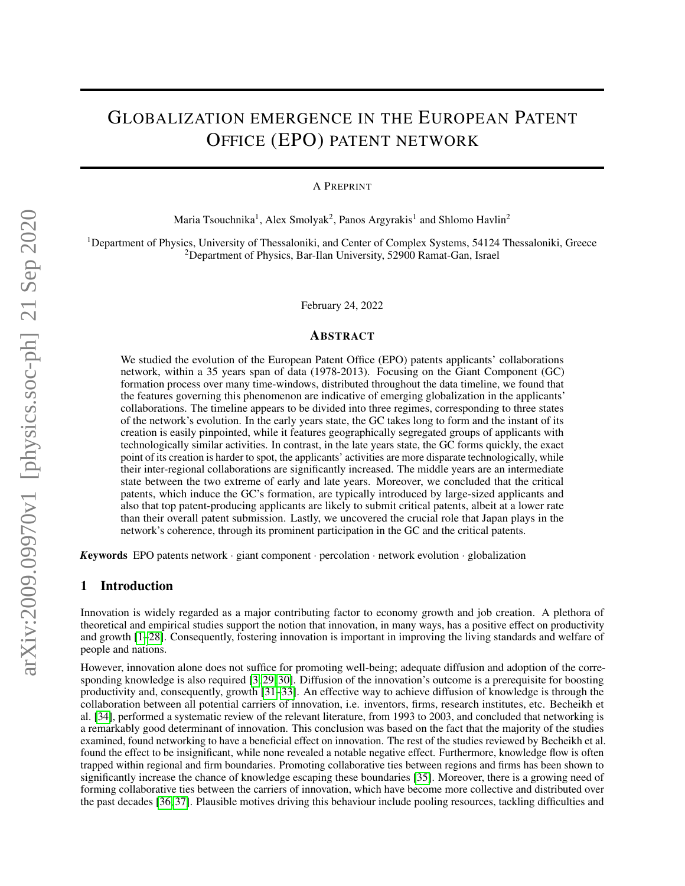# GLOBALIZATION EMERGENCE IN THE EUROPEAN PATENT OFFICE (EPO) PATENT NETWORK

A PREPRINT

Maria Tsouchnika[1], Alex Smolyak[2], Panos Argyrakis[1] and Shlomo Havlin[2]

[1]Department of Physics, University of Thessaloniki, and Center of Complex Systems, 54124 Thessaloniki, Greece
[2]Department of Physics, Bar-Ilan University, 52900 Ramat-Gan, Israel

February 24, 2022

## ABSTRACT

We studied the evolution of the European Patent Office (EPO) patents applicants' collaborations network, within a 35 years span of data (1978-2013). Focusing on the Giant Component (GC) formation process over many time-windows, distributed throughout the data timeline, we found that the features governing this phenomenon are indicative of emerging globalization in the applicants' collaborations. The timeline appears to be divided into three regimes, corresponding to three states of the network's evolution. In the early years state, the GC takes long to form and the instant of its creation is easily pinpointed, while it features geographically segregated groups of applicants with technologically similar activities. In contrast, in the late years state, the GC forms quickly, the exact point of its creation is harder to spot, the applicants' activities are more disparate technologically, while their inter-regional collaborations are significantly increased. The middle years are an intermediate state between the two extreme of early and late years. Moreover, we concluded that the critical patents, which induce the GC's formation, are typically introduced by large-sized applicants and also that top patent-producing applicants are likely to submit critical patents, albeit at a lower rate than their overall patent submission. Lastly, we uncovered the crucial role that Japan plays in the network's coherence, through its prominent participation in the GC and the critical patents.

***Keywords*** EPO patents network · giant component · percolation · network evolution · globalization

## 1 Introduction

Innovation is widely regarded as a major contributing factor to economy growth and job creation. A plethora of theoretical and empirical studies support the notion that innovation, in many ways, has a positive effect on productivity and growth [1–28]. Consequently, fostering innovation is important in improving the living standards and welfare of people and nations.

However, innovation alone does not suffice for promoting well-being; adequate diffusion and adoption of the corresponding knowledge is also required [3, 29, 30]. Diffusion of the innovation's outcome is a prerequisite for boosting productivity and, consequently, growth [31–33]. An effective way to achieve diffusion of knowledge is through the collaboration between all potential carriers of innovation, i.e. inventors, firms, research institutes, etc. Becheikh et al. [34], performed a systematic review of the relevant literature, from 1993 to 2003, and concluded that networking is a remarkably good determinant of innovation. This conclusion was based on the fact that the majority of the studies examined, found networking to have a beneficial effect on innovation. The rest of the studies reviewed by Becheikh et al. found the effect to be insignificant, while none revealed a notable negative effect. Furthermore, knowledge flow is often trapped within regional and firm boundaries. Promoting collaborative ties between regions and firms has been shown to significantly increase the chance of knowledge escaping these boundaries [35]. Moreover, there is a growing need of forming collaborative ties between the carriers of innovation, which have become more collective and distributed over the past decades [36, 37]. Plausible motives driving this behaviour include pooling resources, tackling difficulties and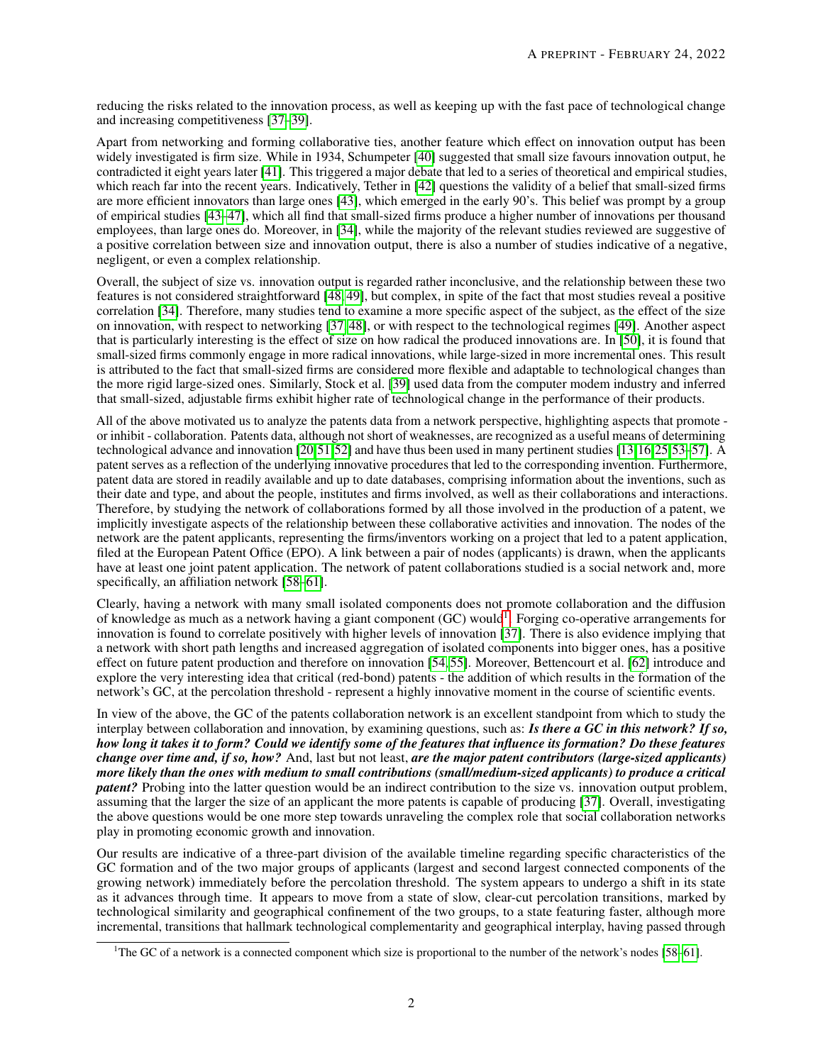reducing the risks related to the innovation process, as well as keeping up with the fast pace of technological change and increasing competitiveness [37–39].

Apart from networking and forming collaborative ties, another feature which effect on innovation output has been widely investigated is firm size. While in 1934, Schumpeter [40] suggested that small size favours innovation output, he contradicted it eight years later [41]. This triggered a major debate that led to a series of theoretical and empirical studies, which reach far into the recent years. Indicatively, Tether in [42] questions the validity of a belief that small-sized firms are more efficient innovators than large ones [43], which emerged in the early 90's. This belief was prompt by a group of empirical studies [43–47], which all find that small-sized firms produce a higher number of innovations per thousand employees, than large ones do. Moreover, in [34], while the majority of the relevant studies reviewed are suggestive of a positive correlation between size and innovation output, there is also a number of studies indicative of a negative, negligent, or even a complex relationship.

Overall, the subject of size vs. innovation output is regarded rather inconclusive, and the relationship between these two features is not considered straightforward [48, 49], but complex, in spite of the fact that most studies reveal a positive correlation [34]. Therefore, many studies tend to examine a more specific aspect of the subject, as the effect of the size on innovation, with respect to networking [37, 48], or with respect to the technological regimes [49]. Another aspect that is particularly interesting is the effect of size on how radical the produced innovations are. In [50], it is found that small-sized firms commonly engage in more radical innovations, while large-sized in more incremental ones. This result is attributed to the fact that small-sized firms are considered more flexible and adaptable to technological changes than the more rigid large-sized ones. Similarly, Stock et al. [39] used data from the computer modem industry and inferred that small-sized, adjustable firms exhibit higher rate of technological change in the performance of their products.

All of the above motivated us to analyze the patents data from a network perspective, highlighting aspects that promote - or inhibit - collaboration. Patents data, although not short of weaknesses, are recognized as a useful means of determining technological advance and innovation [20, 51, 52] and have thus been used in many pertinent studies [13, 16, 25, 53–57]. A patent serves as a reflection of the underlying innovative procedures that led to the corresponding invention. Furthermore, patent data are stored in readily available and up to date databases, comprising information about the inventions, such as their date and type, and about the people, institutes and firms involved, as well as their collaborations and interactions. Therefore, by studying the network of collaborations formed by all those involved in the production of a patent, we implicitly investigate aspects of the relationship between these collaborative activities and innovation. The nodes of the network are the patent applicants, representing the firms/inventors working on a project that led to a patent application, filed at the European Patent Office (EPO). A link between a pair of nodes (applicants) is drawn, when the applicants have at least one joint patent application. The network of patent collaborations studied is a social network and, more specifically, an affiliation network [58–61].

Clearly, having a network with many small isolated components does not promote collaboration and the diffusion of knowledge as much as a network having a giant component (GC) would[1]. Forging co-operative arrangements for innovation is found to correlate positively with higher levels of innovation [37]. There is also evidence implying that a network with short path lengths and increased aggregation of isolated components into bigger ones, has a positive effect on future patent production and therefore on innovation [54, 55]. Moreover, Bettencourt et al. [62] introduce and explore the very interesting idea that critical (red-bond) patents - the addition of which results in the formation of the network's GC, at the percolation threshold - represent a highly innovative moment in the course of scientific events.

In view of the above, the GC of the patents collaboration network is an excellent standpoint from which to study the interplay between collaboration and innovation, by examining questions, such as: ***Is there a GC in this network? If so, how long it takes it to form? Could we identify some of the features that influence its formation? Do these features change over time and, if so, how?*** And, last but not least, ***are the major patent contributors (large-sized applicants) more likely than the ones with medium to small contributions (small/medium-sized applicants) to produce a critical patent?*** Probing into the latter question would be an indirect contribution to the size vs. innovation output problem, assuming that the larger the size of an applicant the more patents is capable of producing [37]. Overall, investigating the above questions would be one more step towards unraveling the complex role that social collaboration networks play in promoting economic growth and innovation.

Our results are indicative of a three-part division of the available timeline regarding specific characteristics of the GC formation and of the two major groups of applicants (largest and second largest connected components of the growing network) immediately before the percolation threshold. The system appears to undergo a shift in its state as it advances through time. It appears to move from a state of slow, clear-cut percolation transitions, marked by technological similarity and geographical confinement of the two groups, to a state featuring faster, although more incremental, transitions that hallmark technological complementarity and geographical interplay, having passed through

[1] The GC of a network is a connected component which size is proportional to the number of the network's nodes [58–61].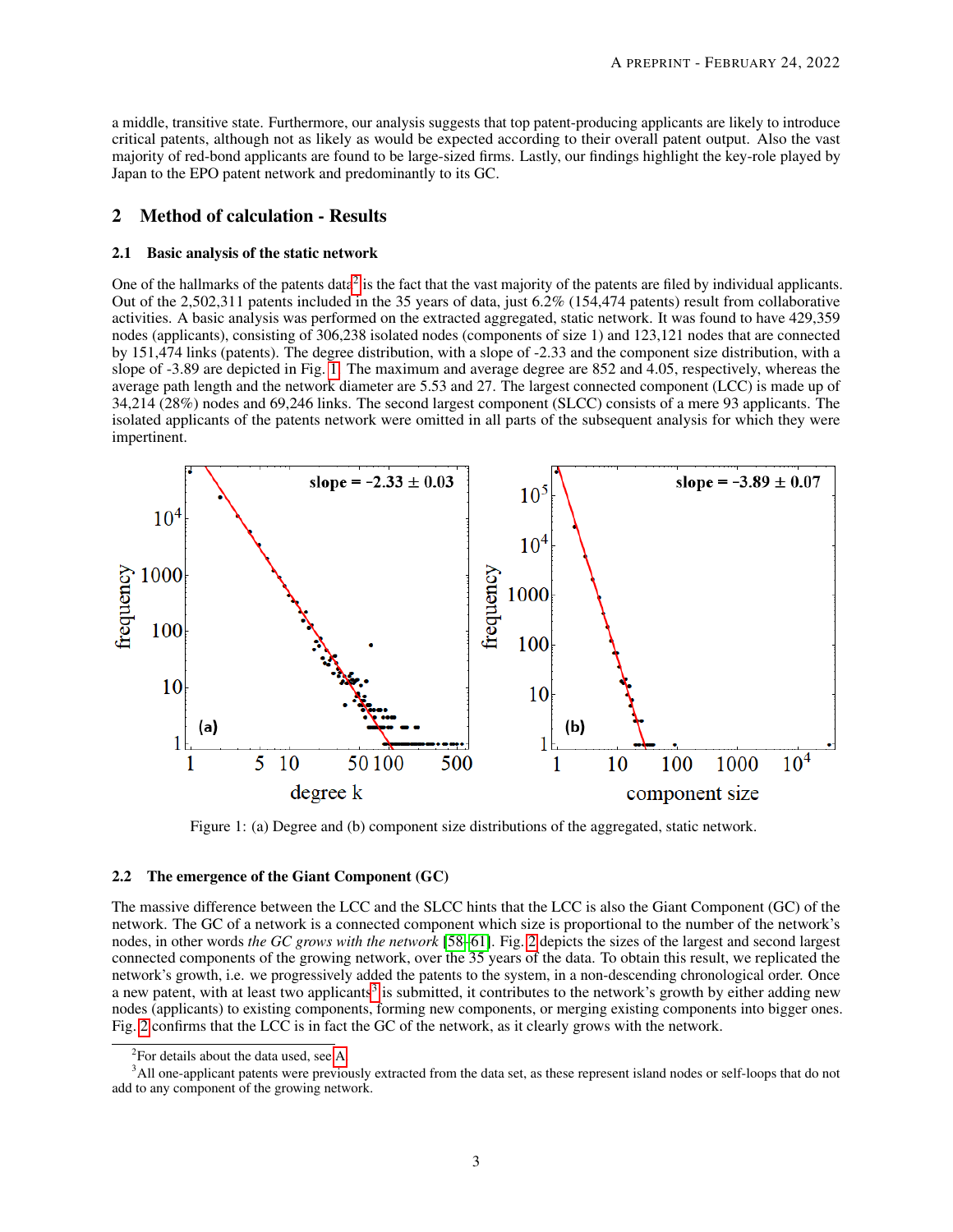a middle, transitive state. Furthermore, our analysis suggests that top patent-producing applicants are likely to introduce critical patents, although not as likely as would be expected according to their overall patent output. Also the vast majority of red-bond applicants are found to be large-sized firms. Lastly, our findings highlight the key-role played by Japan to the EPO patent network and predominantly to its GC.

## 2 Method of calculation - Results

### 2.1 Basic analysis of the static network

One of the hallmarks of the patents data[2] is the fact that the vast majority of the patents are filed by individual applicants. Out of the 2,502,311 patents included in the 35 years of data, just 6.2% (154,474 patents) result from collaborative activities. A basic analysis was performed on the extracted aggregated, static network. It was found to have 429,359 nodes (applicants), consisting of 306,238 isolated nodes (components of size 1) and 123,121 nodes that are connected by 151,474 links (patents). The degree distribution, with a slope of -2.33 and the component size distribution, with a slope of -3.89 are depicted in Fig. 1. The maximum and average degree are 852 and 4.05, respectively, whereas the average path length and the network diameter are 5.53 and 27. The largest connected component (LCC) is made up of 34,214 (28%) nodes and 69,246 links. The second largest component (SLCC) consists of a mere 93 applicants. The isolated applicants of the patents network were omitted in all parts of the subsequent analysis for which they were impertinent.

Figure 1: (a) Degree and (b) component size distributions of the aggregated, static network.

### 2.2 The emergence of the Giant Component (GC)

The massive difference between the LCC and the SLCC hints that the LCC is also the Giant Component (GC) of the network. The GC of a network is a connected component which size is proportional to the number of the network's nodes, in other words *the GC grows with the network* [58–61]. Fig. 2 depicts the sizes of the largest and second largest connected components of the growing network, over the 35 years of the data. To obtain this result, we replicated the network's growth, i.e. we progressively added the patents to the system, in a non-descending chronological order. Once a new patent, with at least two applicants[3] is submitted, it contributes to the network's growth by either adding new nodes (applicants) to existing components, forming new components, or merging existing components into bigger ones. Fig. 2 confirms that the LCC is in fact the GC of the network, as it clearly grows with the network.

[2] For details about the data used, see A.

[3] All one-applicant patents were previously extracted from the data set, as these represent island nodes or self-loops that do not add to any component of the growing network.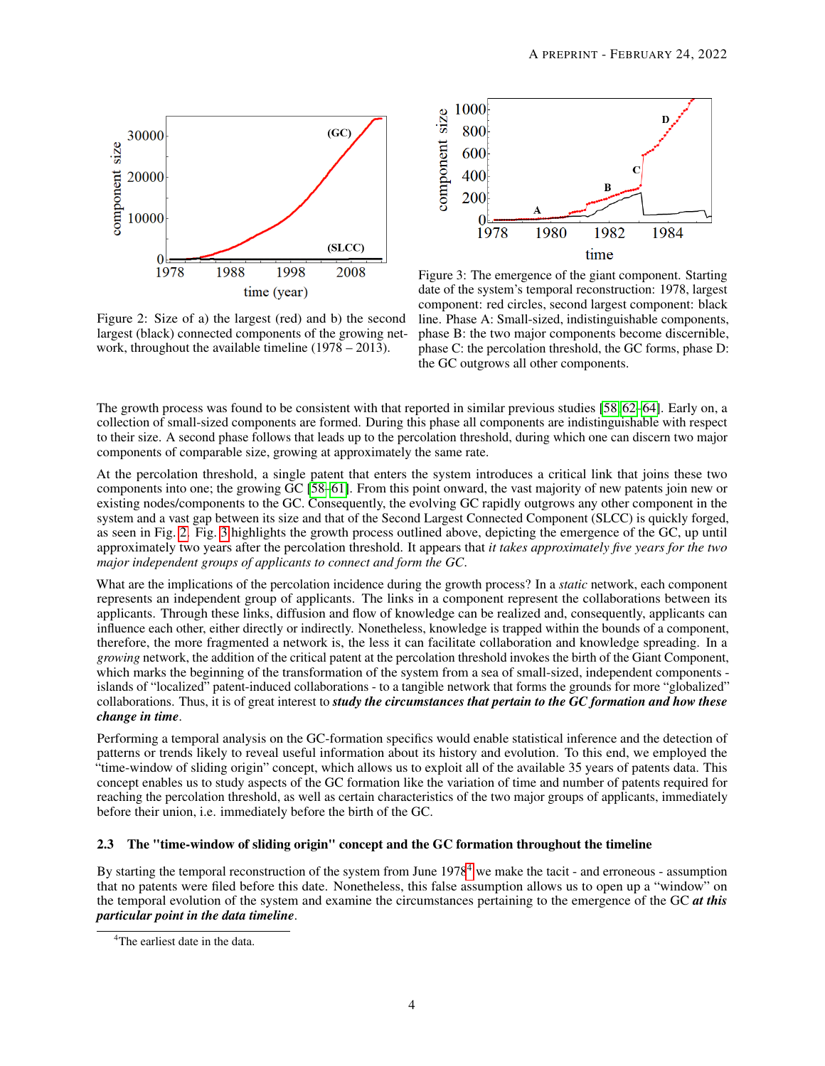Figure 2: Size of a) the largest (red) and b) the second largest (black) connected components of the growing network, throughout the available timeline (1978 – 2013).

Figure 3: The emergence of the giant component. Starting date of the system's temporal reconstruction: 1978, largest component: red circles, second largest component: black line. Phase A: Small-sized, indistinguishable components, phase B: the two major components become discernible, phase C: the percolation threshold, the GC forms, phase D: the GC outgrows all other components.

The growth process was found to be consistent with that reported in similar previous studies [58, 62–64]. Early on, a collection of small-sized components are formed. During this phase all components are indistinguishable with respect to their size. A second phase follows that leads up to the percolation threshold, during which one can discern two major components of comparable size, growing at approximately the same rate.

At the percolation threshold, a single patent that enters the system introduces a critical link that joins these two components into one; the growing GC [58–61]. From this point onward, the vast majority of new patents join new or existing nodes/components to the GC. Consequently, the evolving GC rapidly outgrows any other component in the system and a vast gap between its size and that of the Second Largest Connected Component (SLCC) is quickly forged, as seen in Fig. 2. Fig. 3 highlights the growth process outlined above, depicting the emergence of the GC, up until approximately two years after the percolation threshold. It appears that *it takes approximately five years for the two major independent groups of applicants to connect and form the GC*.

What are the implications of the percolation incidence during the growth process? In a *static* network, each component represents an independent group of applicants. The links in a component represent the collaborations between its applicants. Through these links, diffusion and flow of knowledge can be realized and, consequently, applicants can influence each other, either directly or indirectly. Nonetheless, knowledge is trapped within the bounds of a component, therefore, the more fragmented a network is, the less it can facilitate collaboration and knowledge spreading. In a *growing* network, the addition of the critical patent at the percolation threshold invokes the birth of the Giant Component, which marks the beginning of the transformation of the system from a sea of small-sized, independent components - islands of "localized" patent-induced collaborations - to a tangible network that forms the grounds for more "globalized" collaborations. Thus, it is of great interest to ***study the circumstances that pertain to the GC formation and how these change in time***.

Performing a temporal analysis on the GC-formation specifics would enable statistical inference and the detection of patterns or trends likely to reveal useful information about its history and evolution. To this end, we employed the "time-window of sliding origin" concept, which allows us to exploit all of the available 35 years of patents data. This concept enables us to study aspects of the GC formation like the variation of time and number of patents required for reaching the percolation threshold, as well as certain characteristics of the two major groups of applicants, immediately before their union, i.e. immediately before the birth of the GC.

### 2.3 The "time-window of sliding origin" concept and the GC formation throughout the timeline

By starting the temporal reconstruction of the system from June 1978[4] we make the tacit - and erroneous - assumption that no patents were filed before this date. Nonetheless, this false assumption allows us to open up a "window" on the temporal evolution of the system and examine the circumstances pertaining to the emergence of the GC ***at this particular point in the data timeline***.

[4] The earliest date in the data.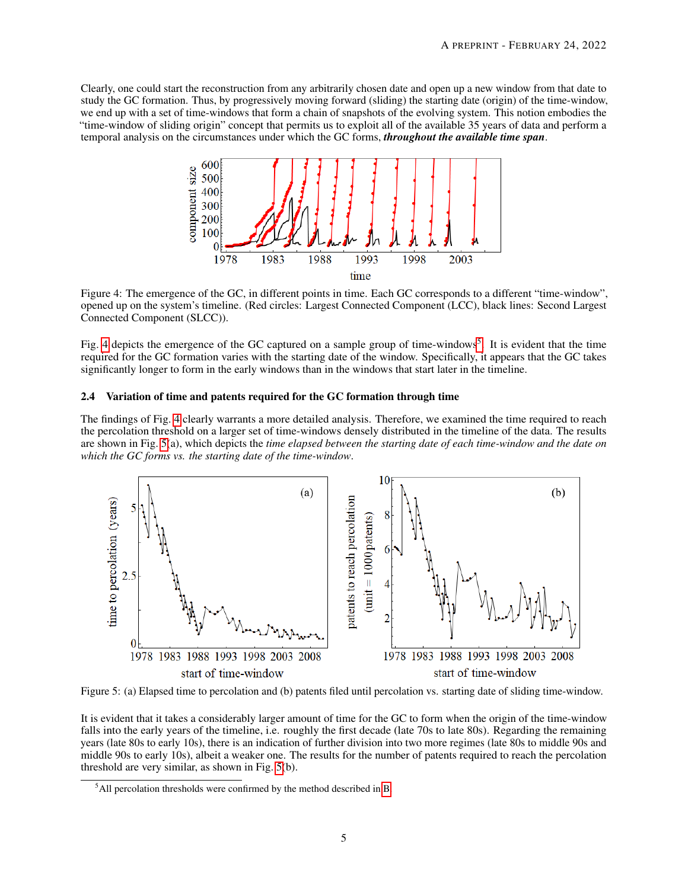Clearly, one could start the reconstruction from any arbitrarily chosen date and open up a new window from that date to study the GC formation. Thus, by progressively moving forward (sliding) the starting date (origin) of the time-window, we end up with a set of time-windows that form a chain of snapshots of the evolving system. This notion embodies the "time-window of sliding origin" concept that permits us to exploit all of the available 35 years of data and perform a temporal analysis on the circumstances under which the GC forms, ***throughout the available time span***.

Figure 4: The emergence of the GC, in different points in time. Each GC corresponds to a different "time-window", opened up on the system's timeline. (Red circles: Largest Connected Component (LCC), black lines: Second Largest Connected Component (SLCC)).

Fig. 4 depicts the emergence of the GC captured on a sample group of time-windows[5]. It is evident that the time required for the GC formation varies with the starting date of the window. Specifically, it appears that the GC takes significantly longer to form in the early windows than in the windows that start later in the timeline.

### 2.4 Variation of time and patents required for the GC formation through time

The findings of Fig. 4 clearly warrants a more detailed analysis. Therefore, we examined the time required to reach the percolation threshold on a larger set of time-windows densely distributed in the timeline of the data. The results are shown in Fig. 5(a), which depicts the *time elapsed between the starting date of each time-window and the date on which the GC forms vs. the starting date of the time-window*.

Figure 5: (a) Elapsed time to percolation and (b) patents filed until percolation vs. starting date of sliding time-window.

It is evident that it takes a considerably larger amount of time for the GC to form when the origin of the time-window falls into the early years of the timeline, i.e. roughly the first decade (late 70s to late 80s). Regarding the remaining years (late 80s to early 10s), there is an indication of further division into two more regimes (late 80s to middle 90s and middle 90s to early 10s), albeit a weaker one. The results for the number of patents required to reach the percolation threshold are very similar, as shown in Fig. 5(b).

[5] All percolation thresholds were confirmed by the method described in B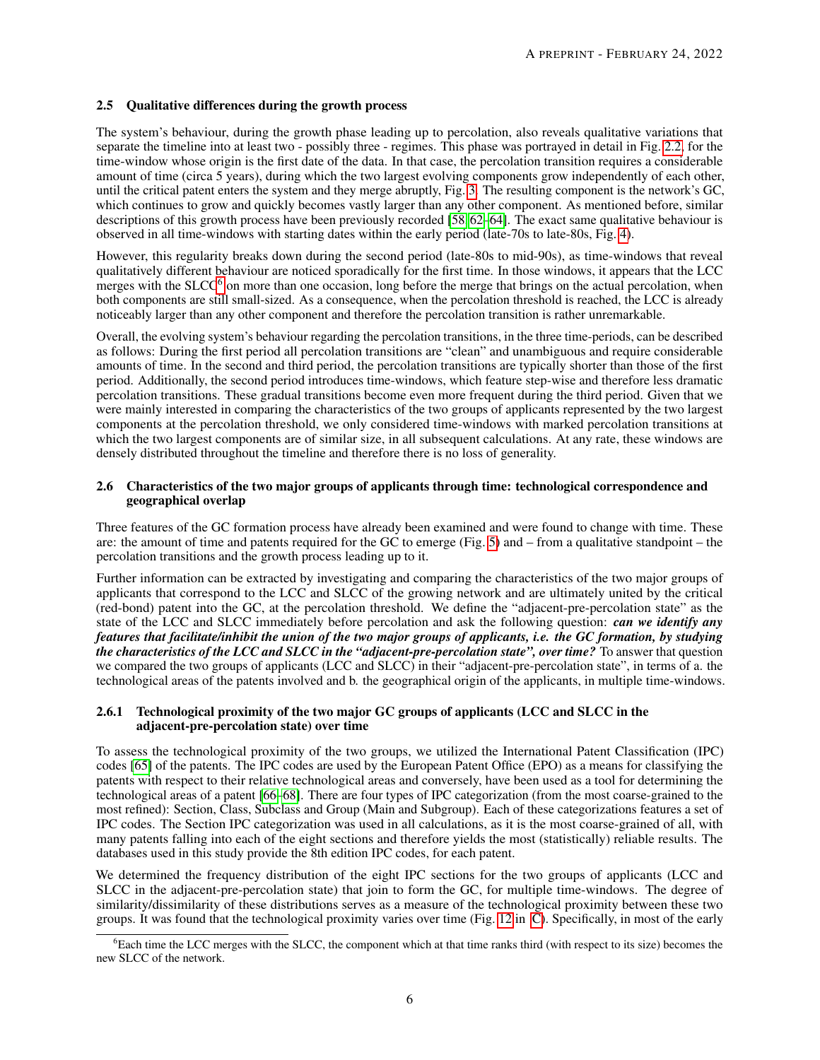### 2.5 Qualitative differences during the growth process

The system's behaviour, during the growth phase leading up to percolation, also reveals qualitative variations that separate the timeline into at least two - possibly three - regimes. This phase was portrayed in detail in Fig. 2.2, for the time-window whose origin is the first date of the data. In that case, the percolation transition requires a considerable amount of time (circa 5 years), during which the two largest evolving components grow independently of each other, until the critical patent enters the system and they merge abruptly, Fig. 3. The resulting component is the network's GC, which continues to grow and quickly becomes vastly larger than any other component. As mentioned before, similar descriptions of this growth process have been previously recorded [58,62–64]. The exact same qualitative behaviour is observed in all time-windows with starting dates within the early period (late-70s to late-80s, Fig. 4).

However, this regularity breaks down during the second period (late-80s to mid-90s), as time-windows that reveal qualitatively different behaviour are noticed sporadically for the first time. In those windows, it appears that the LCC merges with the SLCC[6] on more than one occasion, long before the merge that brings on the actual percolation, when both components are still small-sized. As a consequence, when the percolation threshold is reached, the LCC is already noticeably larger than any other component and therefore the percolation transition is rather unremarkable.

Overall, the evolving system's behaviour regarding the percolation transitions, in the three time-periods, can be described as follows: During the first period all percolation transitions are "clean" and unambiguous and require considerable amounts of time. In the second and third period, the percolation transitions are typically shorter than those of the first period. Additionally, the second period introduces time-windows, which feature step-wise and therefore less dramatic percolation transitions. These gradual transitions become even more frequent during the third period. Given that we were mainly interested in comparing the characteristics of the two groups of applicants represented by the two largest components at the percolation threshold, we only considered time-windows with marked percolation transitions at which the two largest components are of similar size, in all subsequent calculations. At any rate, these windows are densely distributed throughout the timeline and therefore there is no loss of generality.

### 2.6 Characteristics of the two major groups of applicants through time: technological correspondence and geographical overlap

Three features of the GC formation process have already been examined and were found to change with time. These are: the amount of time and patents required for the GC to emerge (Fig. 5) and – from a qualitative standpoint – the percolation transitions and the growth process leading up to it.

Further information can be extracted by investigating and comparing the characteristics of the two major groups of applicants that correspond to the LCC and SLCC of the growing network and are ultimately united by the critical (red-bond) patent into the GC, at the percolation threshold. We define the "adjacent-pre-percolation state" as the state of the LCC and SLCC immediately before percolation and ask the following question: ***can we identify any features that facilitate/inhibit the union of the two major groups of applicants, i.e. the GC formation, by studying the characteristics of the LCC and SLCC in the "adjacent-pre-percolation state", over time?*** To answer that question we compared the two groups of applicants (LCC and SLCC) in their "adjacent-pre-percolation state", in terms of a. the technological areas of the patents involved and b. the geographical origin of the applicants, in multiple time-windows.

#### 2.6.1 Technological proximity of the two major GC groups of applicants (LCC and SLCC in the adjacent-pre-percolation state) over time

To assess the technological proximity of the two groups, we utilized the International Patent Classification (IPC) codes [65] of the patents. The IPC codes are used by the European Patent Office (EPO) as a means for classifying the patents with respect to their relative technological areas and conversely, have been used as a tool for determining the technological areas of a patent [66–68]. There are four types of IPC categorization (from the most coarse-grained to the most refined): Section, Class, Subclass and Group (Main and Subgroup). Each of these categorizations features a set of IPC codes. The Section IPC categorization was used in all calculations, as it is the most coarse-grained of all, with many patents falling into each of the eight sections and therefore yields the most (statistically) reliable results. The databases used in this study provide the 8th edition IPC codes, for each patent.

We determined the frequency distribution of the eight IPC sections for the two groups of applicants (LCC and SLCC in the adjacent-pre-percolation state) that join to form the GC, for multiple time-windows. The degree of similarity/dissimilarity of these distributions serves as a measure of the technological proximity between these two groups. It was found that the technological proximity varies over time (Fig. 12 in C). Specifically, in most of the early

[6] Each time the LCC merges with the SLCC, the component which at that time ranks third (with respect to its size) becomes the new SLCC of the network.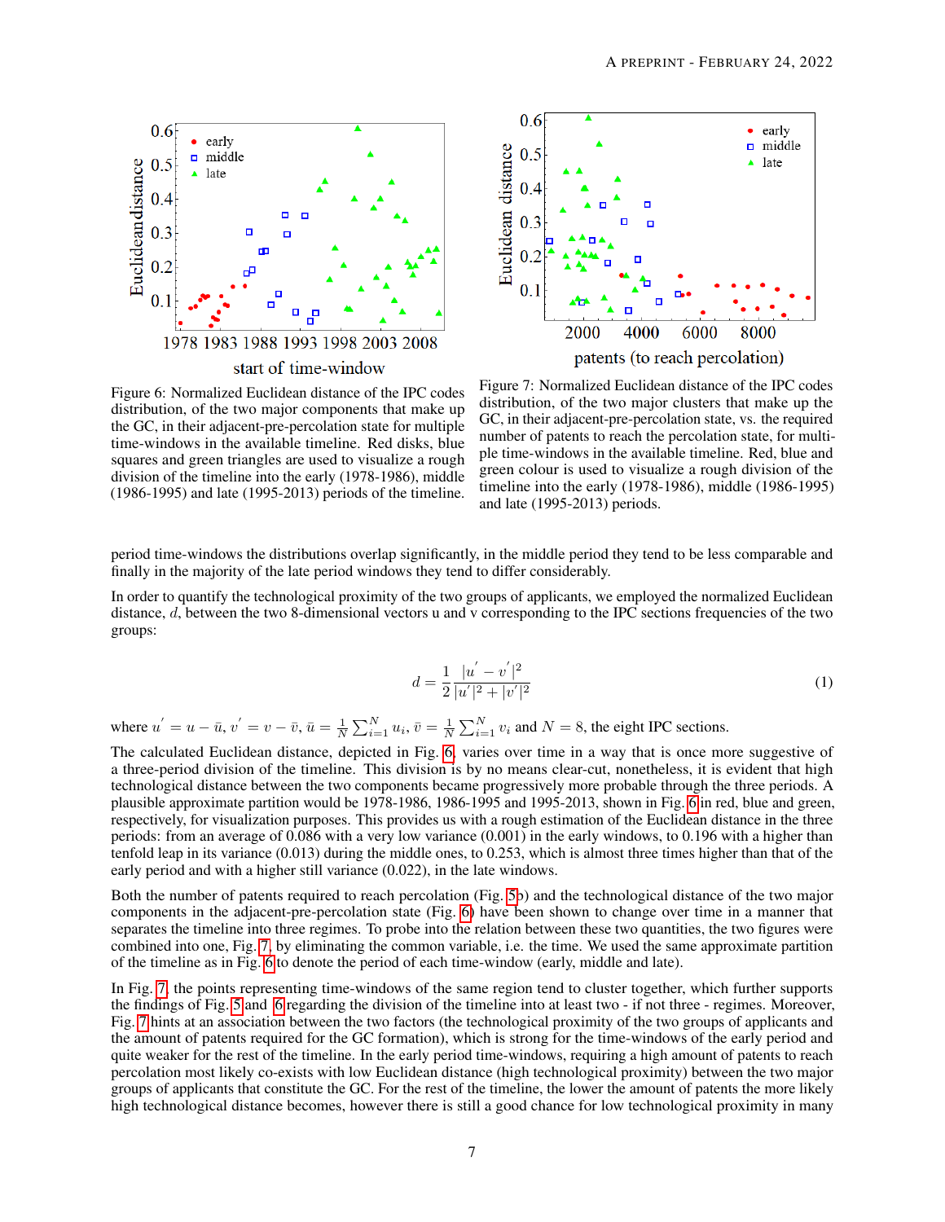Figure 6: Normalized Euclidean distance of the IPC codes distribution, of the two major components that make up the GC, in their adjacent-pre-percolation state for multiple time-windows in the available timeline. Red disks, blue squares and green triangles are used to visualize a rough division of the timeline into the early (1978-1986), middle (1986-1995) and late (1995-2013) periods of the timeline.

Figure 7: Normalized Euclidean distance of the IPC codes distribution, of the two major clusters that make up the GC, in their adjacent-pre-percolation state, vs. the required number of patents to reach the percolation state, for multiple time-windows in the available timeline. Red, blue and green colour is used to visualize a rough division of the timeline into the early (1978-1986), middle (1986-1995) and late (1995-2013) periods.

period time-windows the distributions overlap significantly, in the middle period they tend to be less comparable and finally in the majority of the late period windows they tend to differ considerably.

In order to quantify the technological proximity of the two groups of applicants, we employed the normalized Euclidean distance, $d$, between the two 8-dimensional vectors u and v corresponding to the IPC sections frequencies of the two groups:

$$d = \frac{1}{2} \frac{|u^{'} - v^{'}|^2}{|u^{'}|^2 + |v^{'}|^2} \tag{1}$$

where $u^{'} = u - \bar{u}$, $v^{'} = v - \bar{v}$, $\bar{u} = \frac{1}{N} \sum_{i=1}^{N} u_i$, $\bar{v} = \frac{1}{N} \sum_{i=1}^{N} v_i$ and $N = 8$, the eight IPC sections.

The calculated Euclidean distance, depicted in Fig. 6, varies over time in a way that is once more suggestive of a three-period division of the timeline. This division is by no means clear-cut, nonetheless, it is evident that high technological distance between the two components became progressively more probable through the three periods. A plausible approximate partition would be 1978-1986, 1986-1995 and 1995-2013, shown in Fig. 6 in red, blue and green, respectively, for visualization purposes. This provides us with a rough estimation of the Euclidean distance in the three periods: from an average of 0.086 with a very low variance (0.001) in the early windows, to 0.196 with a higher than tenfold leap in its variance (0.013) during the middle ones, to 0.253, which is almost three times higher than that of the early period and with a higher still variance (0.022), in the late windows.

Both the number of patents required to reach percolation (Fig. 5b) and the technological distance of the two major components in the adjacent-pre-percolation state (Fig. 6) have been shown to change over time in a manner that separates the timeline into three regimes. To probe into the relation between these two quantities, the two figures were combined into one, Fig. 7, by eliminating the common variable, i.e. the time. We used the same approximate partition of the timeline as in Fig. 6 to denote the period of each time-window (early, middle and late).

In Fig. 7, the points representing time-windows of the same region tend to cluster together, which further supports the findings of Fig. 5 and 6 regarding the division of the timeline into at least two - if not three - regimes. Moreover, Fig. 7 hints at an association between the two factors (the technological proximity of the two groups of applicants and the amount of patents required for the GC formation), which is strong for the time-windows of the early period and quite weaker for the rest of the timeline. In the early period time-windows, requiring a high amount of patents to reach percolation most likely co-exists with low Euclidean distance (high technological proximity) between the two major groups of applicants that constitute the GC. For the rest of the timeline, the lower the amount of patents the more likely high technological distance becomes, however there is still a good chance for low technological proximity in many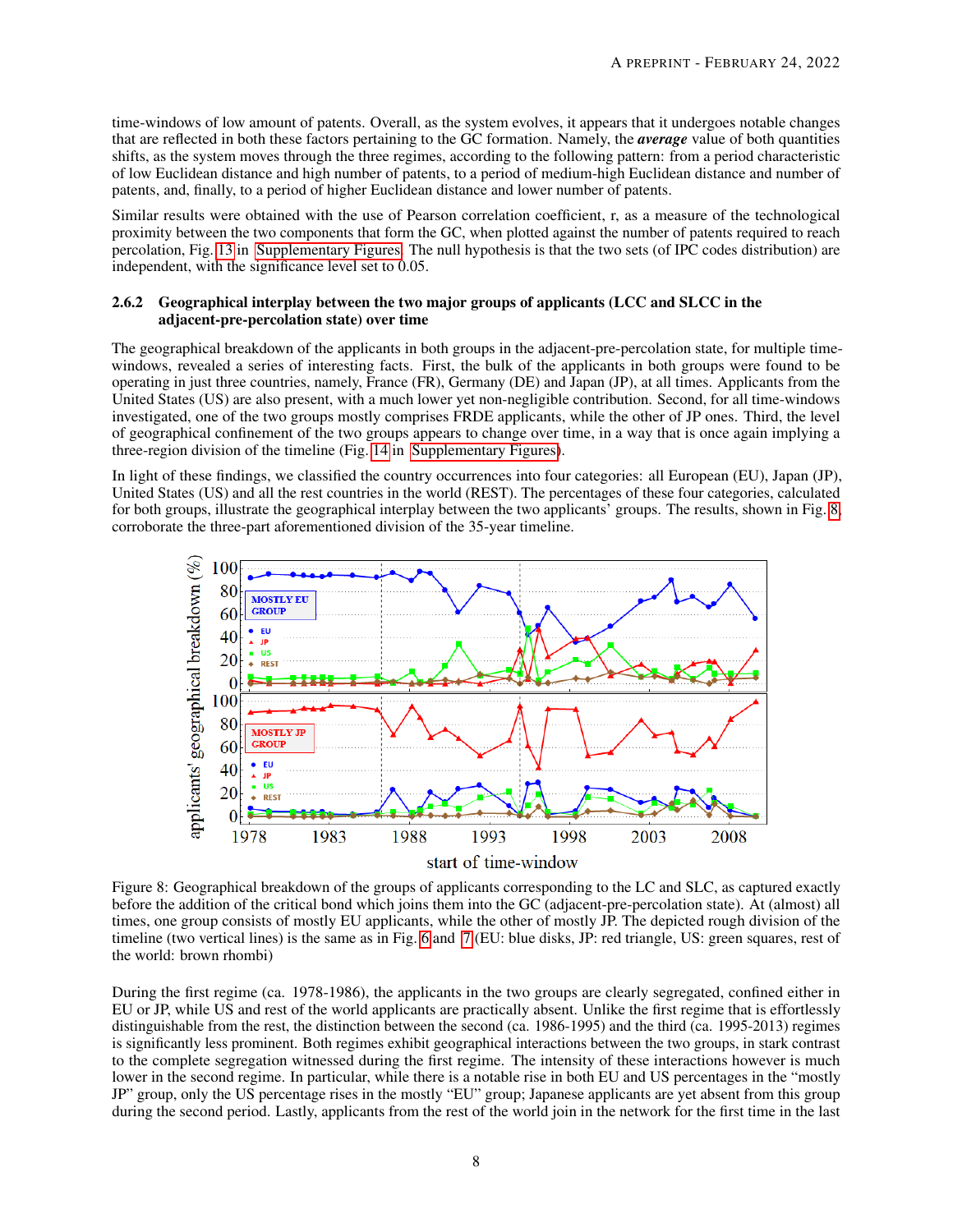time-windows of low amount of patents. Overall, as the system evolves, it appears that it undergoes notable changes that are reflected in both these factors pertaining to the GC formation. Namely, the ***average*** value of both quantities shifts, as the system moves through the three regimes, according to the following pattern: from a period characteristic of low Euclidean distance and high number of patents, to a period of medium-high Euclidean distance and number of patents, and, finally, to a period of higher Euclidean distance and lower number of patents.

Similar results were obtained with the use of Pearson correlation coefficient, r, as a measure of the technological proximity between the two components that form the GC, when plotted against the number of patents required to reach percolation, Fig. 13 in Supplementary Figures. The null hypothesis is that the two sets (of IPC codes distribution) are independent, with the significance level set to 0.05.

#### 2.6.2 Geographical interplay between the two major groups of applicants (LCC and SLCC in the adjacent-pre-percolation state) over time

The geographical breakdown of the applicants in both groups in the adjacent-pre-percolation state, for multiple time-windows, revealed a series of interesting facts. First, the bulk of the applicants in both groups were found to be operating in just three countries, namely, France (FR), Germany (DE) and Japan (JP), at all times. Applicants from the United States (US) are also present, with a much lower yet non-negligible contribution. Second, for all time-windows investigated, one of the two groups mostly comprises FRDE applicants, while the other of JP ones. Third, the level of geographical confinement of the two groups appears to change over time, in a way that is once again implying a three-region division of the timeline (Fig. 14 in Supplementary Figures).

In light of these findings, we classified the country occurrences into four categories: all European (EU), Japan (JP), United States (US) and all the rest countries in the world (REST). The percentages of these four categories, calculated for both groups, illustrate the geographical interplay between the two applicants' groups. The results, shown in Fig. 8, corroborate the three-part aforementioned division of the 35-year timeline.

Figure 8: Geographical breakdown of the groups of applicants corresponding to the LC and SLC, as captured exactly before the addition of the critical bond which joins them into the GC (adjacent-pre-percolation state). At (almost) all times, one group consists of mostly EU applicants, while the other of mostly JP. The depicted rough division of the timeline (two vertical lines) is the same as in Fig. 6 and 7 (EU: blue disks, JP: red triangle, US: green squares, rest of the world: brown rhombi)

During the first regime (ca. 1978-1986), the applicants in the two groups are clearly segregated, confined either in EU or JP, while US and rest of the world applicants are practically absent. Unlike the first regime that is effortlessly distinguishable from the rest, the distinction between the second (ca. 1986-1995) and the third (ca. 1995-2013) regimes is significantly less prominent. Both regimes exhibit geographical interactions between the two groups, in stark contrast to the complete segregation witnessed during the first regime. The intensity of these interactions however is much lower in the second regime. In particular, while there is a notable rise in both EU and US percentages in the "mostly JP" group, only the US percentage rises in the mostly "EU" group; Japanese applicants are yet absent from this group during the second period. Lastly, applicants from the rest of the world join in the network for the first time in the last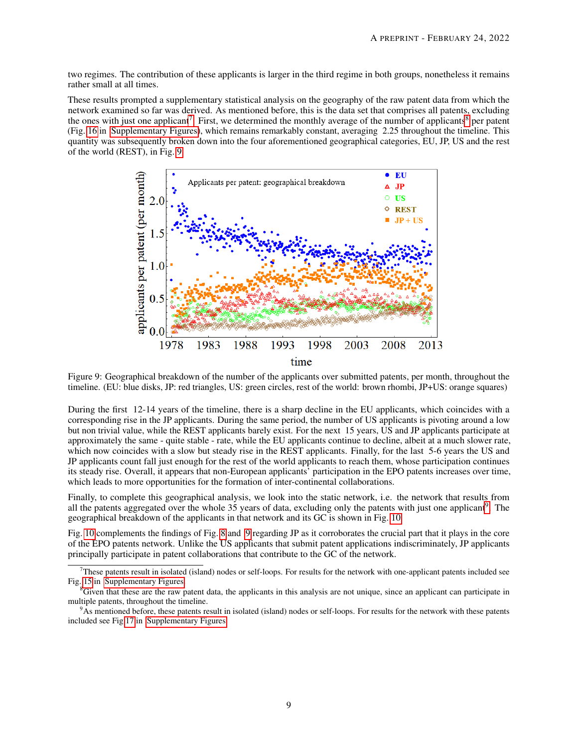two regimes. The contribution of these applicants is larger in the third regime in both groups, nonetheless it remains rather small at all times.

These results prompted a supplementary statistical analysis on the geography of the raw patent data from which the network examined so far was derived. As mentioned before, this is the data set that comprises all patents, excluding the ones with just one applicant[7]. First, we determined the monthly average of the number of applicants[8] per patent (Fig. 16 in Supplementary Figures), which remains remarkably constant, averaging 2.25 throughout the timeline. This quantity was subsequently broken down into the four aforementioned geographical categories, EU, JP, US and the rest of the world (REST), in Fig. 9.

Figure 9: Geographical breakdown of the number of the applicants over submitted patents, per month, throughout the timeline. (EU: blue disks, JP: red triangles, US: green circles, rest of the world: brown rhombi, JP+US: orange squares)

During the first 12-14 years of the timeline, there is a sharp decline in the EU applicants, which coincides with a corresponding rise in the JP applicants. During the same period, the number of US applicants is pivoting around a low but non trivial value, while the REST applicants barely exist. For the next 15 years, US and JP applicants participate at approximately the same - quite stable - rate, while the EU applicants continue to decline, albeit at a much slower rate, which now coincides with a slow but steady rise in the REST applicants. Finally, for the last 5-6 years the US and JP applicants count fall just enough for the rest of the world applicants to reach them, whose participation continues its steady rise. Overall, it appears that non-European applicants' participation in the EPO patents increases over time, which leads to more opportunities for the formation of inter-continental collaborations.

Finally, to complete this geographical analysis, we look into the static network, i.e. the network that results from all the patents aggregated over the whole 35 years of data, excluding only the patents with just one applicant[9]. The geographical breakdown of the applicants in that network and its GC is shown in Fig. 10.

Fig. 10 complements the findings of Fig. 8 and 9 regarding JP as it corroborates the crucial part that it plays in the core of the EPO patents network. Unlike the US applicants that submit patent applications indiscriminately, JP applicants principally participate in patent collaborations that contribute to the GC of the network.

[7] These patents result in isolated (island) nodes or self-loops. For results for the network with one-applicant patents included see Fig. 15 in Supplementary Figures

[8] Given that these are the raw patent data, the applicants in this analysis are not unique, since an applicant can participate in multiple patents, throughout the timeline.

[9] As mentioned before, these patents result in isolated (island) nodes or self-loops. For results for the network with these patents included see Fig 17 in Supplementary Figures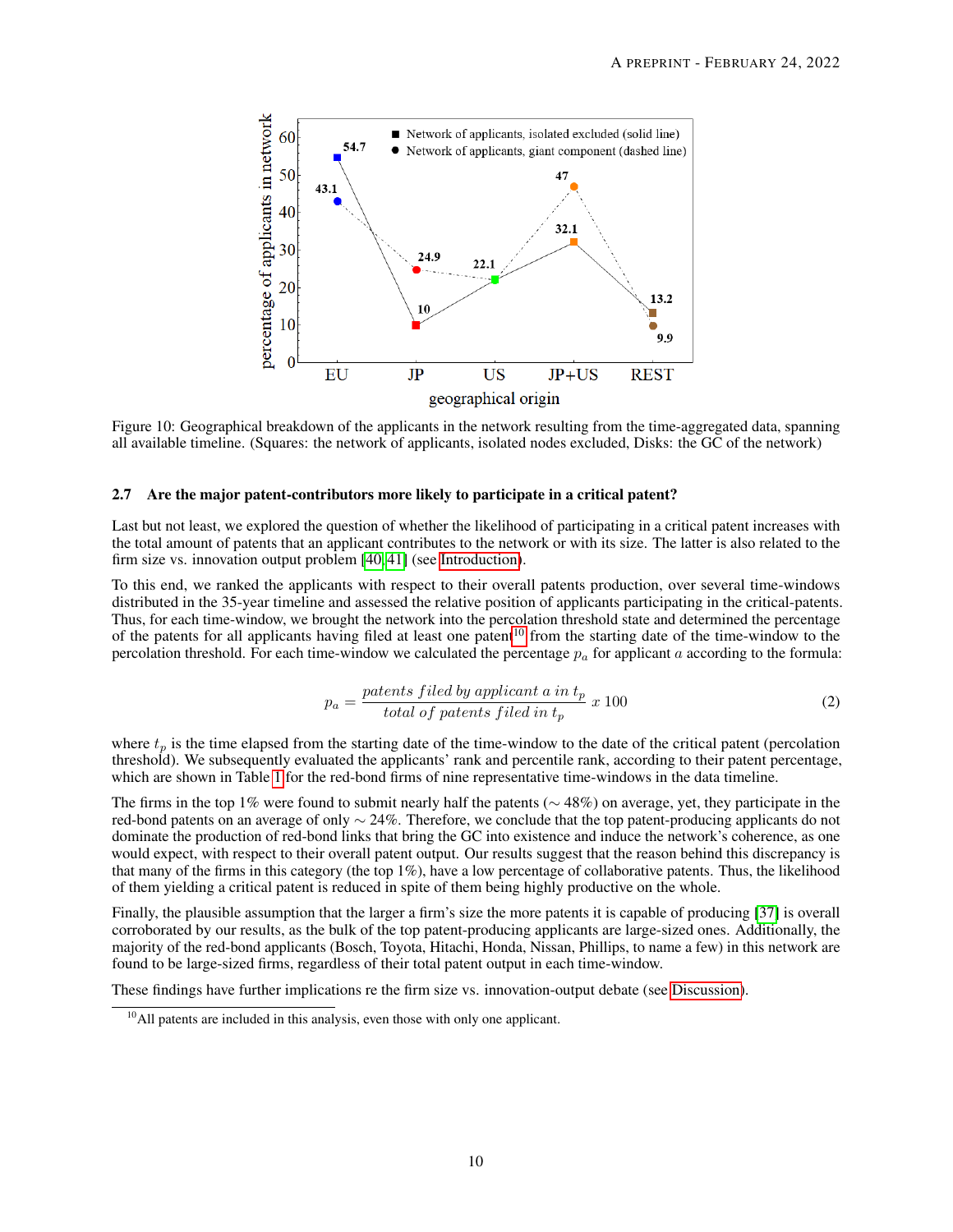Figure 10: Geographical breakdown of the applicants in the network resulting from the time-aggregated data, spanning all available timeline. (Squares: the network of applicants, isolated nodes excluded, Disks: the GC of the network)

### 2.7 Are the major patent-contributors more likely to participate in a critical patent?

Last but not least, we explored the question of whether the likelihood of participating in a critical patent increases with the total amount of patents that an applicant contributes to the network or with its size. The latter is also related to the firm size vs. innovation output problem [40, 41] (see Introduction).

To this end, we ranked the applicants with respect to their overall patents production, over several time-windows distributed in the 35-year timeline and assessed the relative position of applicants participating in the critical-patents. Thus, for each time-window, we brought the network into the percolation threshold state and determined the percentage of the patents for all applicants having filed at least one patent[10] from the starting date of the time-window to the percolation threshold. For each time-window we calculated the percentage $p_a$ for applicant $a$ according to the formula:

$$p_a = \frac{patents\ filed\ by\ applicant\ a\ in\ t_p}{total\ of\ patents\ filed\ in\ t_p}\ x\ 100 \tag{2}$$

where $t_p$ is the time elapsed from the starting date of the time-window to the date of the critical patent (percolation threshold). We subsequently evaluated the applicants' rank and percentile rank, according to their patent percentage, which are shown in Table 1 for the red-bond firms of nine representative time-windows in the data timeline.

The firms in the top 1% were found to submit nearly half the patents ($\sim 48\%$) on average, yet, they participate in the red-bond patents on an average of only $\sim 24\%$. Therefore, we conclude that the top patent-producing applicants do not dominate the production of red-bond links that bring the GC into existence and induce the network's coherence, as one would expect, with respect to their overall patent output. Our results suggest that the reason behind this discrepancy is that many of the firms in this category (the top 1%), have a low percentage of collaborative patents. Thus, the likelihood of them yielding a critical patent is reduced in spite of them being highly productive on the whole.

Finally, the plausible assumption that the larger a firm's size the more patents it is capable of producing [37] is overall corroborated by our results, as the bulk of the top patent-producing applicants are large-sized ones. Additionally, the majority of the red-bond applicants (Bosch, Toyota, Hitachi, Honda, Nissan, Phillips, to name a few) in this network are found to be large-sized firms, regardless of their total patent output in each time-window.

These findings have further implications re the firm size vs. innovation-output debate (see Discussion).

[10] All patents are included in this analysis, even those with only one applicant.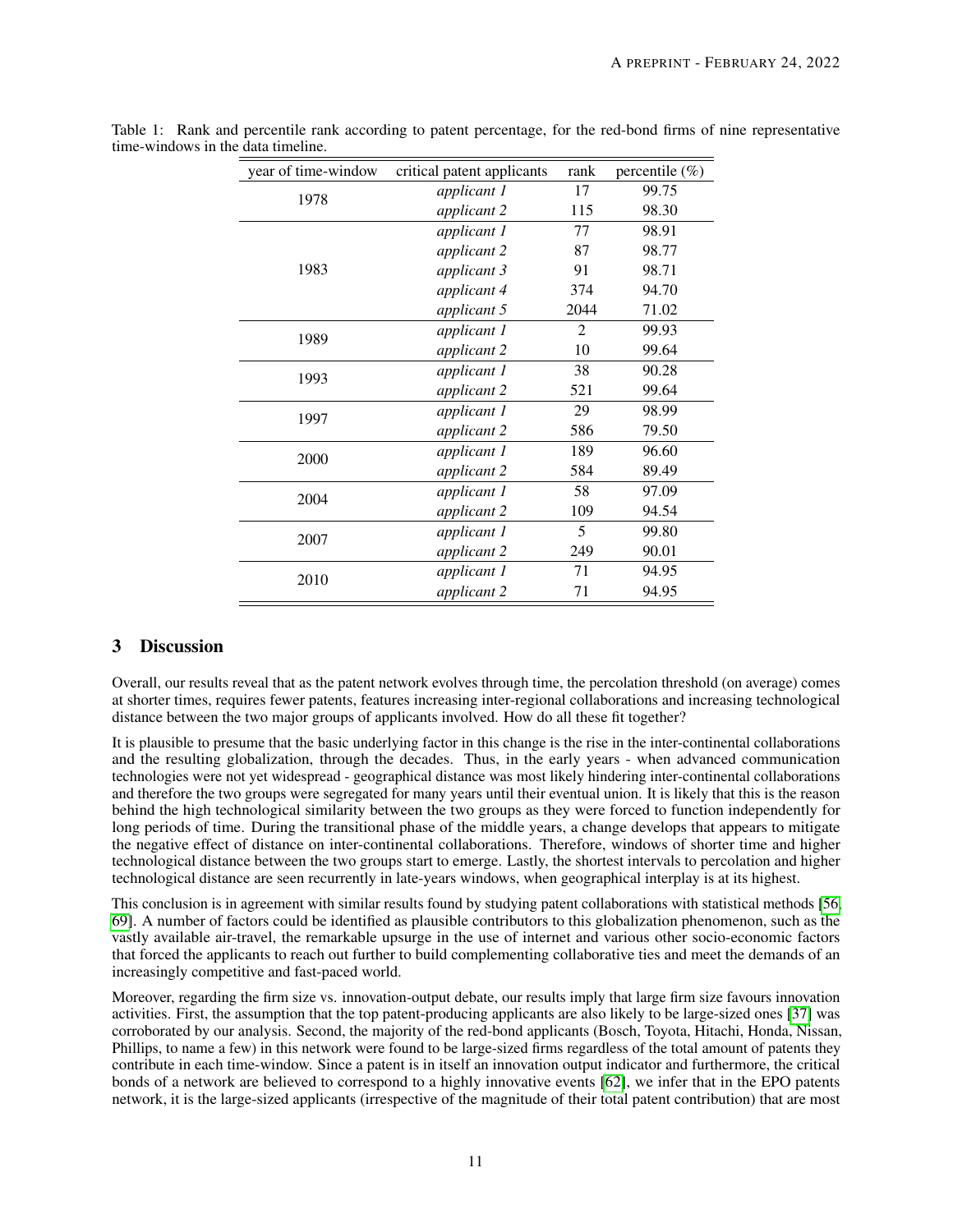Table 1: Rank and percentile rank according to patent percentage, for the red-bond firms of nine representative time-windows in the data timeline.

| year of time-window | critical patent applicants | rank | percentile (%) |
| --- | --- | --- | --- |
| 1978 | *applicant 1* | 17 | 99.75 |
| | *applicant 2* | 115 | 98.30 |
| 1983 | *applicant 1* | 77 | 98.91 |
| | *applicant 2* | 87 | 98.77 |
| | *applicant 3* | 91 | 98.71 |
| | *applicant 4* | 374 | 94.70 |
| | *applicant 5* | 2044 | 71.02 |
| 1989 | *applicant 1* | 2 | 99.93 |
| | *applicant 2* | 10 | 99.64 |
| 1993 | *applicant 1* | 38 | 90.28 |
| | *applicant 2* | 521 | 99.64 |
| 1997 | *applicant 1* | 29 | 98.99 |
| | *applicant 2* | 586 | 79.50 |
| 2000 | *applicant 1* | 189 | 96.60 |
| | *applicant 2* | 584 | 89.49 |
| 2004 | *applicant 1* | 58 | 97.09 |
| | *applicant 2* | 109 | 94.54 |
| 2007 | *applicant 1* | 5 | 99.80 |
| | *applicant 2* | 249 | 90.01 |
| 2010 | *applicant 1* | 71 | 94.95 |
| | *applicant 2* | 71 | 94.95 |

## 3 Discussion

Overall, our results reveal that as the patent network evolves through time, the percolation threshold (on average) comes at shorter times, requires fewer patents, features increasing inter-regional collaborations and increasing technological distance between the two major groups of applicants involved. How do all these fit together?

It is plausible to presume that the basic underlying factor in this change is the rise in the inter-continental collaborations and the resulting globalization, through the decades. Thus, in the early years - when advanced communication technologies were not yet widespread - geographical distance was most likely hindering inter-continental collaborations and therefore the two groups were segregated for many years until their eventual union. It is likely that this is the reason behind the high technological similarity between the two groups as they were forced to function independently for long periods of time. During the transitional phase of the middle years, a change develops that appears to mitigate the negative effect of distance on inter-continental collaborations. Therefore, windows of shorter time and higher technological distance between the two groups start to emerge. Lastly, the shortest intervals to percolation and higher technological distance are seen recurrently in late-years windows, when geographical interplay is at its highest.

This conclusion is in agreement with similar results found by studying patent collaborations with statistical methods [56, 69]. A number of factors could be identified as plausible contributors to this globalization phenomenon, such as the vastly available air-travel, the remarkable upsurge in the use of internet and various other socio-economic factors that forced the applicants to reach out further to build complementing collaborative ties and meet the demands of an increasingly competitive and fast-paced world.

Moreover, regarding the firm size vs. innovation-output debate, our results imply that large firm size favours innovation activities. First, the assumption that the top patent-producing applicants are also likely to be large-sized ones [37] was corroborated by our analysis. Second, the majority of the red-bond applicants (Bosch, Toyota, Hitachi, Honda, Nissan, Phillips, to name a few) in this network were found to be large-sized firms regardless of the total amount of patents they contribute in each time-window. Since a patent is in itself an innovation output indicator and furthermore, the critical bonds of a network are believed to correspond to a highly innovative events [62], we infer that in the EPO patents network, it is the large-sized applicants (irrespective of the magnitude of their total patent contribution) that are most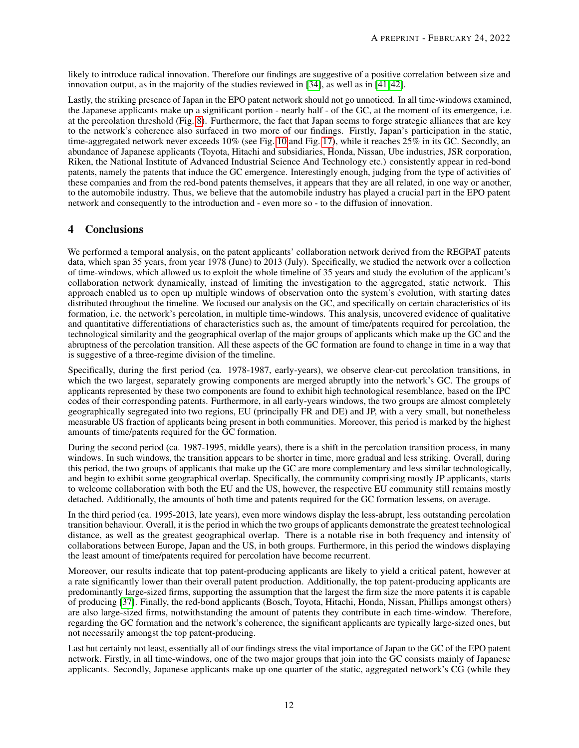likely to introduce radical innovation. Therefore our findings are suggestive of a positive correlation between size and innovation output, as in the majority of the studies reviewed in [34], as well as in [41, 42].

Lastly, the striking presence of Japan in the EPO patent network should not go unnoticed. In all time-windows examined, the Japanese applicants make up a significant portion - nearly half - of the GC, at the moment of its emergence, i.e. at the percolation threshold (Fig. 8). Furthermore, the fact that Japan seems to forge strategic alliances that are key to the network's coherence also surfaced in two more of our findings. Firstly, Japan's participation in the static, time-aggregated network never exceeds 10% (see Fig. 10 and Fig. 17), while it reaches 25% in its GC. Secondly, an abundance of Japanese applicants (Toyota, Hitachi and subsidiaries, Honda, Nissan, Ube industries, JSR corporation, Riken, the National Institute of Advanced Industrial Science And Technology etc.) consistently appear in red-bond patents, namely the patents that induce the GC emergence. Interestingly enough, judging from the type of activities of these companies and from the red-bond patents themselves, it appears that they are all related, in one way or another, to the automobile industry. Thus, we believe that the automobile industry has played a crucial part in the EPO patent network and consequently to the introduction and - even more so - to the diffusion of innovation.

## 4 Conclusions

We performed a temporal analysis, on the patent applicants' collaboration network derived from the REGPAT patents data, which span 35 years, from year 1978 (June) to 2013 (July). Specifically, we studied the network over a collection of time-windows, which allowed us to exploit the whole timeline of 35 years and study the evolution of the applicant's collaboration network dynamically, instead of limiting the investigation to the aggregated, static network. This approach enabled us to open up multiple windows of observation onto the system's evolution, with starting dates distributed throughout the timeline. We focused our analysis on the GC, and specifically on certain characteristics of its formation, i.e. the network's percolation, in multiple time-windows. This analysis, uncovered evidence of qualitative and quantitative differentiations of characteristics such as, the amount of time/patents required for percolation, the technological similarity and the geographical overlap of the major groups of applicants which make up the GC and the abruptness of the percolation transition. All these aspects of the GC formation are found to change in time in a way that is suggestive of a three-regime division of the timeline.

Specifically, during the first period (ca. 1978-1987, early-years), we observe clear-cut percolation transitions, in which the two largest, separately growing components are merged abruptly into the network's GC. The groups of applicants represented by these two components are found to exhibit high technological resemblance, based on the IPC codes of their corresponding patents. Furthermore, in all early-years windows, the two groups are almost completely geographically segregated into two regions, EU (principally FR and DE) and JP, with a very small, but nonetheless measurable US fraction of applicants being present in both communities. Moreover, this period is marked by the highest amounts of time/patents required for the GC formation.

During the second period (ca. 1987-1995, middle years), there is a shift in the percolation transition process, in many windows. In such windows, the transition appears to be shorter in time, more gradual and less striking. Overall, during this period, the two groups of applicants that make up the GC are more complementary and less similar technologically, and begin to exhibit some geographical overlap. Specifically, the community comprising mostly JP applicants, starts to welcome collaboration with both the EU and the US, however, the respective EU community still remains mostly detached. Additionally, the amounts of both time and patents required for the GC formation lessens, on average.

In the third period (ca. 1995-2013, late years), even more windows display the less-abrupt, less outstanding percolation transition behaviour. Overall, it is the period in which the two groups of applicants demonstrate the greatest technological distance, as well as the greatest geographical overlap. There is a notable rise in both frequency and intensity of collaborations between Europe, Japan and the US, in both groups. Furthermore, in this period the windows displaying the least amount of time/patents required for percolation have become recurrent.

Moreover, our results indicate that top patent-producing applicants are likely to yield a critical patent, however at a rate significantly lower than their overall patent production. Additionally, the top patent-producing applicants are predominantly large-sized firms, supporting the assumption that the largest the firm size the more patents it is capable of producing [37]. Finally, the red-bond applicants (Bosch, Toyota, Hitachi, Honda, Nissan, Phillips amongst others) are also large-sized firms, notwithstanding the amount of patents they contribute in each time-window. Therefore, regarding the GC formation and the network's coherence, the significant applicants are typically large-sized ones, but not necessarily amongst the top patent-producing.

Last but certainly not least, essentially all of our findings stress the vital importance of Japan to the GC of the EPO patent network. Firstly, in all time-windows, one of the two major groups that join into the GC consists mainly of Japanese applicants. Secondly, Japanese applicants make up one quarter of the static, aggregated network's CG (while they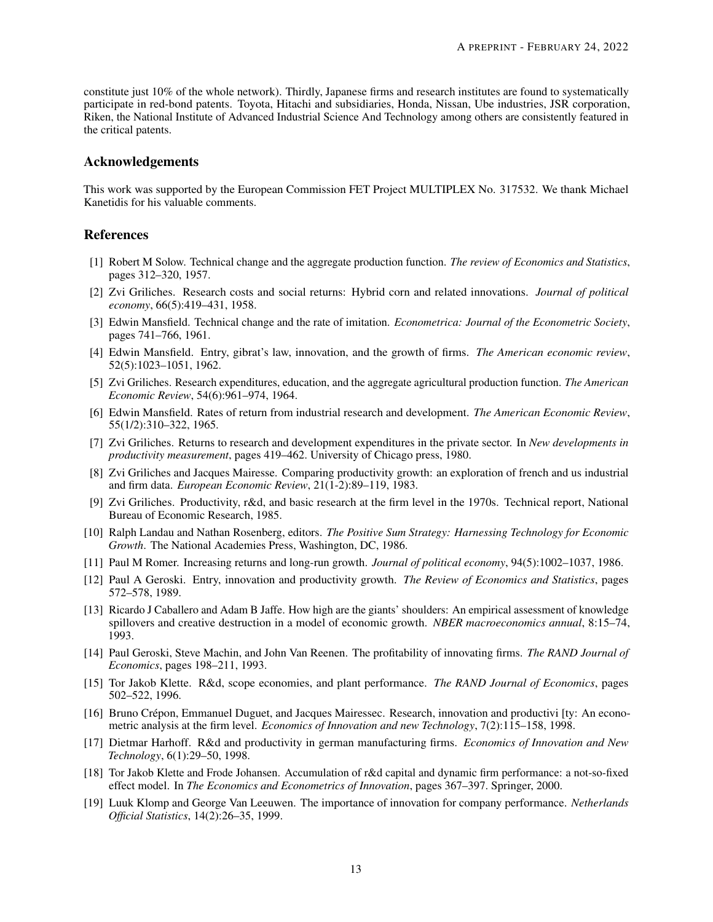constitute just 10% of the whole network). Thirdly, Japanese firms and research institutes are found to systematically participate in red-bond patents. Toyota, Hitachi and subsidiaries, Honda, Nissan, Ube industries, JSR corporation, Riken, the National Institute of Advanced Industrial Science And Technology among others are consistently featured in the critical patents.

## Acknowledgements

This work was supported by the European Commission FET Project MULTIPLEX No. 317532. We thank Michael Kanetidis for his valuable comments.

## References

[1] Robert M Solow. Technical change and the aggregate production function. *The review of Economics and Statistics*, pages 312–320, 1957.

[2] Zvi Griliches. Research costs and social returns: Hybrid corn and related innovations. *Journal of political economy*, 66(5):419–431, 1958.

[3] Edwin Mansfield. Technical change and the rate of imitation. *Econometrica: Journal of the Econometric Society*, pages 741–766, 1961.

[4] Edwin Mansfield. Entry, gibrat's law, innovation, and the growth of firms. *The American economic review*, 52(5):1023–1051, 1962.

[5] Zvi Griliches. Research expenditures, education, and the aggregate agricultural production function. *The American Economic Review*, 54(6):961–974, 1964.

[6] Edwin Mansfield. Rates of return from industrial research and development. *The American Economic Review*, 55(1/2):310–322, 1965.

[7] Zvi Griliches. Returns to research and development expenditures in the private sector. In *New developments in productivity measurement*, pages 419–462. University of Chicago press, 1980.

[8] Zvi Griliches and Jacques Mairesse. Comparing productivity growth: an exploration of french and us industrial and firm data. *European Economic Review*, 21(1-2):89–119, 1983.

[9] Zvi Griliches. Productivity, r&d, and basic research at the firm level in the 1970s. Technical report, National Bureau of Economic Research, 1985.

[10] Ralph Landau and Nathan Rosenberg, editors. *The Positive Sum Strategy: Harnessing Technology for Economic Growth*. The National Academies Press, Washington, DC, 1986.

[11] Paul M Romer. Increasing returns and long-run growth. *Journal of political economy*, 94(5):1002–1037, 1986.

[12] Paul A Geroski. Entry, innovation and productivity growth. *The Review of Economics and Statistics*, pages 572–578, 1989.

[13] Ricardo J Caballero and Adam B Jaffe. How high are the giants' shoulders: An empirical assessment of knowledge spillovers and creative destruction in a model of economic growth. *NBER macroeconomics annual*, 8:15–74, 1993.

[14] Paul Geroski, Steve Machin, and John Van Reenen. The profitability of innovating firms. *The RAND Journal of Economics*, pages 198–211, 1993.

[15] Tor Jakob Klette. R&d, scope economies, and plant performance. *The RAND Journal of Economics*, pages 502–522, 1996.

[16] Bruno Crépon, Emmanuel Duguet, and Jacques Mairessec. Research, innovation and productivi [ty: An econometric analysis at the firm level. *Economics of Innovation and new Technology*, 7(2):115–158, 1998.

[17] Dietmar Harhoff. R&d and productivity in german manufacturing firms. *Economics of Innovation and New Technology*, 6(1):29–50, 1998.

[18] Tor Jakob Klette and Frode Johansen. Accumulation of r&d capital and dynamic firm performance: a not-so-fixed effect model. In *The Economics and Econometrics of Innovation*, pages 367–397. Springer, 2000.

[19] Luuk Klomp and George Van Leeuwen. The importance of innovation for company performance. *Netherlands Official Statistics*, 14(2):26–35, 1999.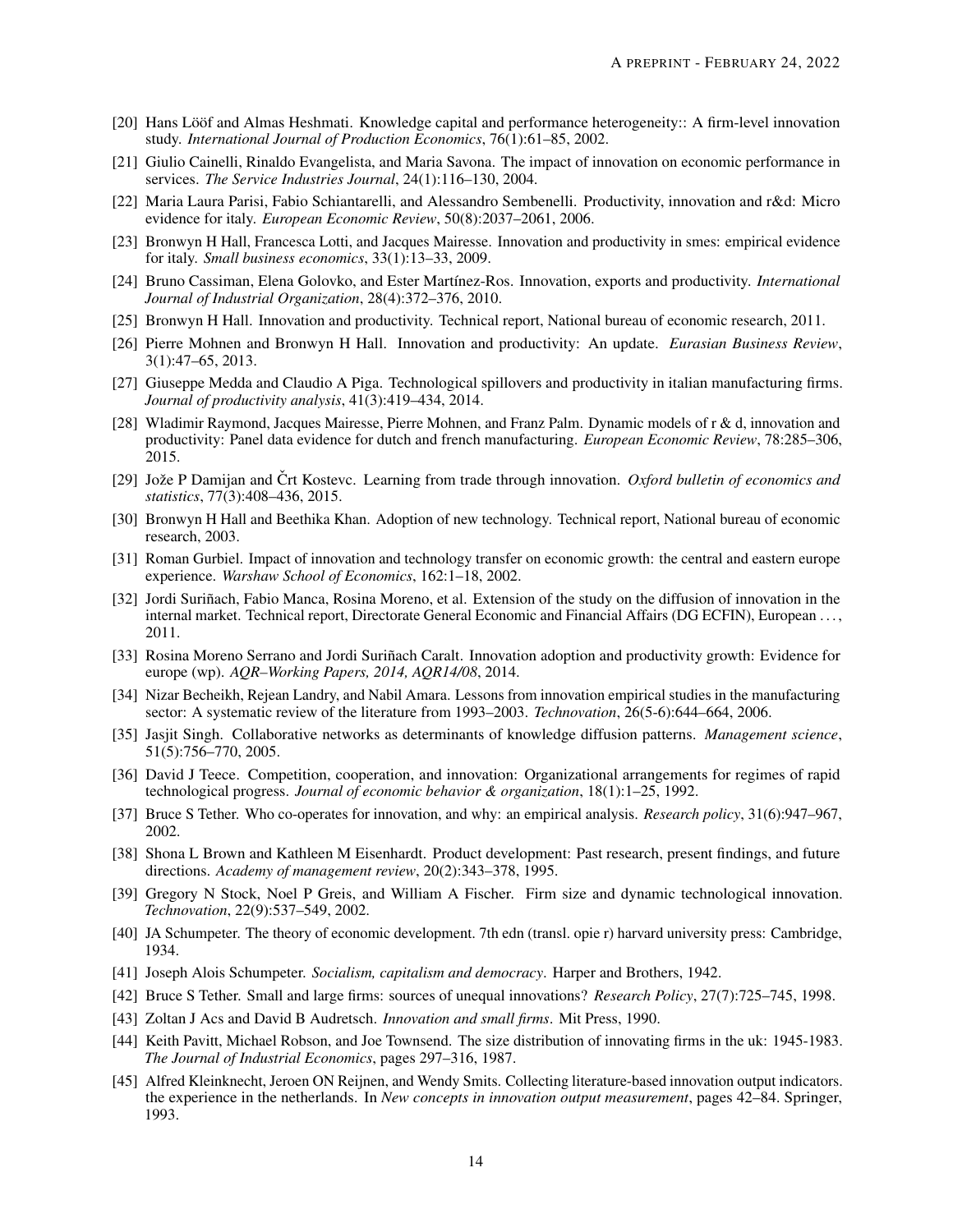[20] Hans Lööf and Almas Heshmati. Knowledge capital and performance heterogeneity:: A firm-level innovation study. *International Journal of Production Economics*, 76(1):61–85, 2002.

[21] Giulio Cainelli, Rinaldo Evangelista, and Maria Savona. The impact of innovation on economic performance in services. *The Service Industries Journal*, 24(1):116–130, 2004.

[22] Maria Laura Parisi, Fabio Schiantarelli, and Alessandro Sembenelli. Productivity, innovation and r&d: Micro evidence for italy. *European Economic Review*, 50(8):2037–2061, 2006.

[23] Bronwyn H Hall, Francesca Lotti, and Jacques Mairesse. Innovation and productivity in smes: empirical evidence for italy. *Small business economics*, 33(1):13–33, 2009.

[24] Bruno Cassiman, Elena Golovko, and Ester Martínez-Ros. Innovation, exports and productivity. *International Journal of Industrial Organization*, 28(4):372–376, 2010.

[25] Bronwyn H Hall. Innovation and productivity. Technical report, National bureau of economic research, 2011.

[26] Pierre Mohnen and Bronwyn H Hall. Innovation and productivity: An update. *Eurasian Business Review*, 3(1):47–65, 2013.

[27] Giuseppe Medda and Claudio A Piga. Technological spillovers and productivity in italian manufacturing firms. *Journal of productivity analysis*, 41(3):419–434, 2014.

[28] Wladimir Raymond, Jacques Mairesse, Pierre Mohnen, and Franz Palm. Dynamic models of r & d, innovation and productivity: Panel data evidence for dutch and french manufacturing. *European Economic Review*, 78:285–306, 2015.

[29] Jože P Damijan and Črt Kostevc. Learning from trade through innovation. *Oxford bulletin of economics and statistics*, 77(3):408–436, 2015.

[30] Bronwyn H Hall and Beethika Khan. Adoption of new technology. Technical report, National bureau of economic research, 2003.

[31] Roman Gurbiel. Impact of innovation and technology transfer on economic growth: the central and eastern europe experience. *Warshaw School of Economics*, 162:1–18, 2002.

[32] Jordi Suriñach, Fabio Manca, Rosina Moreno, et al. Extension of the study on the diffusion of innovation in the internal market. Technical report, Directorate General Economic and Financial Affairs (DG ECFIN), European ..., 2011.

[33] Rosina Moreno Serrano and Jordi Suriñach Caralt. Innovation adoption and productivity growth: Evidence for europe (wp). *AQR–Working Papers, 2014, AQR14/08*, 2014.

[34] Nizar Becheikh, Rejean Landry, and Nabil Amara. Lessons from innovation empirical studies in the manufacturing sector: A systematic review of the literature from 1993–2003. *Technovation*, 26(5-6):644–664, 2006.

[35] Jasjit Singh. Collaborative networks as determinants of knowledge diffusion patterns. *Management science*, 51(5):756–770, 2005.

[36] David J Teece. Competition, cooperation, and innovation: Organizational arrangements for regimes of rapid technological progress. *Journal of economic behavior & organization*, 18(1):1–25, 1992.

[37] Bruce S Tether. Who co-operates for innovation, and why: an empirical analysis. *Research policy*, 31(6):947–967, 2002.

[38] Shona L Brown and Kathleen M Eisenhardt. Product development: Past research, present findings, and future directions. *Academy of management review*, 20(2):343–378, 1995.

[39] Gregory N Stock, Noel P Greis, and William A Fischer. Firm size and dynamic technological innovation. *Technovation*, 22(9):537–549, 2002.

[40] JA Schumpeter. The theory of economic development. 7th edn (transl. opie r) harvard university press: Cambridge, 1934.

[41] Joseph Alois Schumpeter. *Socialism, capitalism and democracy*. Harper and Brothers, 1942.

[42] Bruce S Tether. Small and large firms: sources of unequal innovations? *Research Policy*, 27(7):725–745, 1998.

[43] Zoltan J Acs and David B Audretsch. *Innovation and small firms*. Mit Press, 1990.

[44] Keith Pavitt, Michael Robson, and Joe Townsend. The size distribution of innovating firms in the uk: 1945-1983. *The Journal of Industrial Economics*, pages 297–316, 1987.

[45] Alfred Kleinknecht, Jeroen ON Reijnen, and Wendy Smits. Collecting literature-based innovation output indicators. the experience in the netherlands. In *New concepts in innovation output measurement*, pages 42–84. Springer, 1993.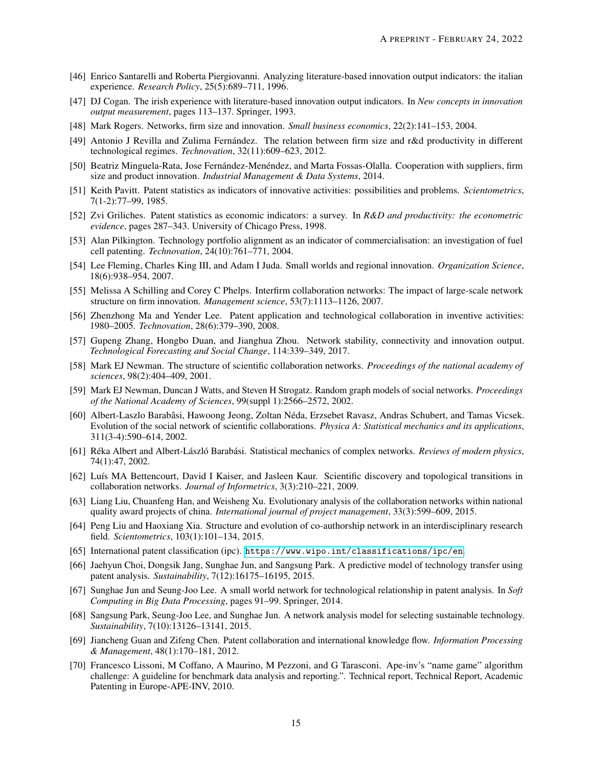[46] Enrico Santarelli and Roberta Piergiovanni. Analyzing literature-based innovation output indicators: the italian experience. *Research Policy*, 25(5):689–711, 1996.

[47] DJ Cogan. The irish experience with literature-based innovation output indicators. In *New concepts in innovation output measurement*, pages 113–137. Springer, 1993.

[48] Mark Rogers. Networks, firm size and innovation. *Small business economics*, 22(2):141–153, 2004.

[49] Antonio J Revilla and Zulima Fernández. The relation between firm size and r&d productivity in different technological regimes. *Technovation*, 32(11):609–623, 2012.

[50] Beatriz Minguela-Rata, Jose Fernández-Menéndez, and Marta Fossas-Olalla. Cooperation with suppliers, firm size and product innovation. *Industrial Management & Data Systems*, 2014.

[51] Keith Pavitt. Patent statistics as indicators of innovative activities: possibilities and problems. *Scientometrics*, 7(1-2):77–99, 1985.

[52] Zvi Griliches. Patent statistics as economic indicators: a survey. In *R&D and productivity: the econometric evidence*, pages 287–343. University of Chicago Press, 1998.

[53] Alan Pilkington. Technology portfolio alignment as an indicator of commercialisation: an investigation of fuel cell patenting. *Technovation*, 24(10):761–771, 2004.

[54] Lee Fleming, Charles King III, and Adam I Juda. Small worlds and regional innovation. *Organization Science*, 18(6):938–954, 2007.

[55] Melissa A Schilling and Corey C Phelps. Interfirm collaboration networks: The impact of large-scale network structure on firm innovation. *Management science*, 53(7):1113–1126, 2007.

[56] Zhenzhong Ma and Yender Lee. Patent application and technological collaboration in inventive activities: 1980–2005. *Technovation*, 28(6):379–390, 2008.

[57] Gupeng Zhang, Hongbo Duan, and Jianghua Zhou. Network stability, connectivity and innovation output. *Technological Forecasting and Social Change*, 114:339–349, 2017.

[58] Mark EJ Newman. The structure of scientific collaboration networks. *Proceedings of the national academy of sciences*, 98(2):404–409, 2001.

[59] Mark EJ Newman, Duncan J Watts, and Steven H Strogatz. Random graph models of social networks. *Proceedings of the National Academy of Sciences*, 99(suppl 1):2566–2572, 2002.

[60] Albert-Laszlo Barabâsi, Hawoong Jeong, Zoltan Néda, Erzsebet Ravasz, Andras Schubert, and Tamas Vicsek. Evolution of the social network of scientific collaborations. *Physica A: Statistical mechanics and its applications*, 311(3-4):590–614, 2002.

[61] Réka Albert and Albert-László Barabási. Statistical mechanics of complex networks. *Reviews of modern physics*, 74(1):47, 2002.

[62] Luís MA Bettencourt, David I Kaiser, and Jasleen Kaur. Scientific discovery and topological transitions in collaboration networks. *Journal of Informetrics*, 3(3):210–221, 2009.

[63] Liang Liu, Chuanfeng Han, and Weisheng Xu. Evolutionary analysis of the collaboration networks within national quality award projects of china. *International journal of project management*, 33(3):599–609, 2015.

[64] Peng Liu and Haoxiang Xia. Structure and evolution of co-authorship network in an interdisciplinary research field. *Scientometrics*, 103(1):101–134, 2015.

[65] International patent classification (ipc). https://www.wipo.int/classifications/ipc/en.

[66] Jaehyun Choi, Dongsik Jang, Sunghae Jun, and Sangsung Park. A predictive model of technology transfer using patent analysis. *Sustainability*, 7(12):16175–16195, 2015.

[67] Sunghae Jun and Seung-Joo Lee. A small world network for technological relationship in patent analysis. In *Soft Computing in Big Data Processing*, pages 91–99. Springer, 2014.

[68] Sangsung Park, Seung-Joo Lee, and Sunghae Jun. A network analysis model for selecting sustainable technology. *Sustainability*, 7(10):13126–13141, 2015.

[69] Jiancheng Guan and Zifeng Chen. Patent collaboration and international knowledge flow. *Information Processing & Management*, 48(1):170–181, 2012.

[70] Francesco Lissoni, M Coffano, A Maurino, M Pezzoni, and G Tarasconi. Ape-inv's "name game" algorithm challenge: A guideline for benchmark data analysis and reporting.". Technical report, Technical Report, Academic Patenting in Europe-APE-INV, 2010.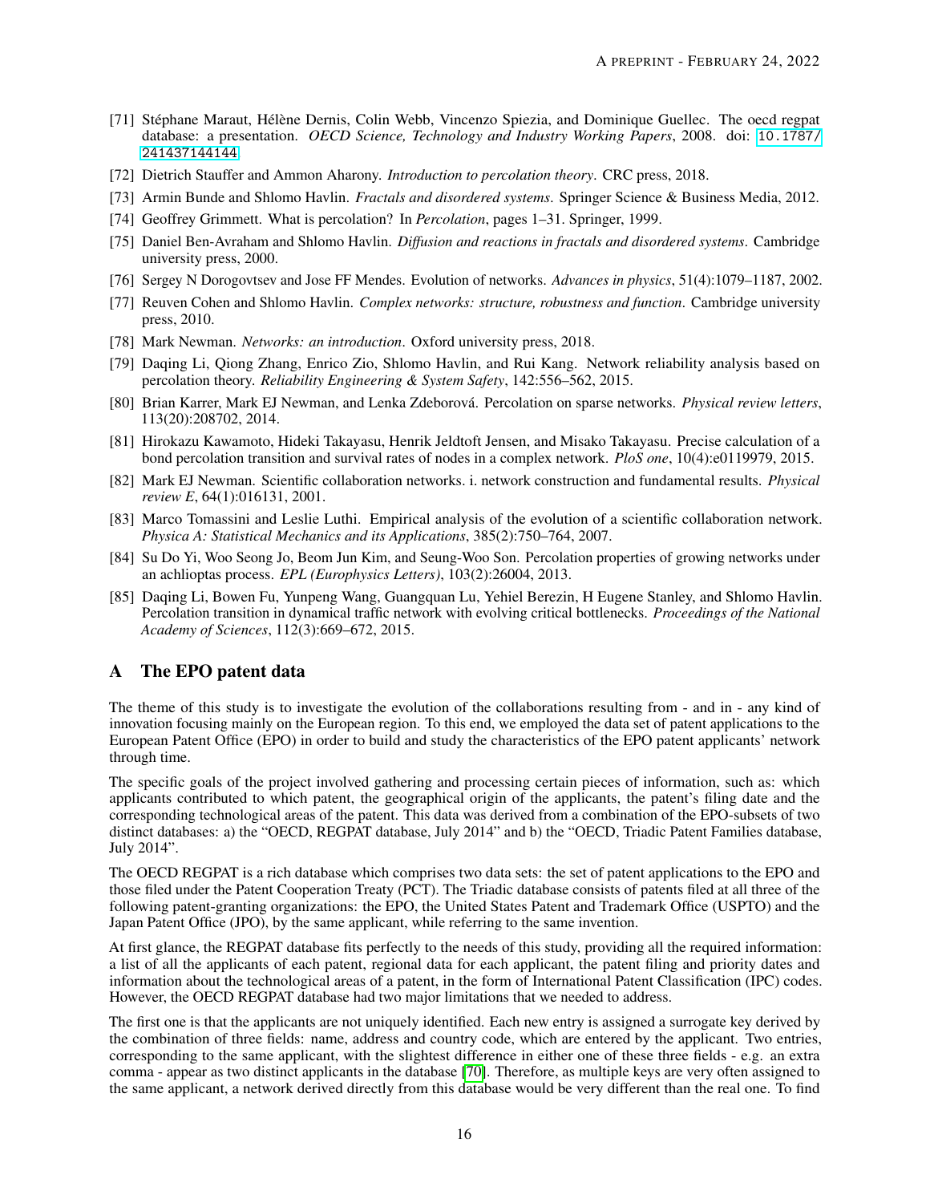[71] Stéphane Maraut, Hélène Dernis, Colin Webb, Vincenzo Spiezia, and Dominique Guellec. The oecd regpat database: a presentation. *OECD Science, Technology and Industry Working Papers*, 2008. doi: 10.1787/241437144144.

[72] Dietrich Stauffer and Ammon Aharony. *Introduction to percolation theory*. CRC press, 2018.

[73] Armin Bunde and Shlomo Havlin. *Fractals and disordered systems*. Springer Science & Business Media, 2012.

[74] Geoffrey Grimmett. What is percolation? In *Percolation*, pages 1–31. Springer, 1999.

[75] Daniel Ben-Avraham and Shlomo Havlin. *Diffusion and reactions in fractals and disordered systems*. Cambridge university press, 2000.

[76] Sergey N Dorogovtsev and Jose FF Mendes. Evolution of networks. *Advances in physics*, 51(4):1079–1187, 2002.

[77] Reuven Cohen and Shlomo Havlin. *Complex networks: structure, robustness and function*. Cambridge university press, 2010.

[78] Mark Newman. *Networks: an introduction*. Oxford university press, 2018.

[79] Daqing Li, Qiong Zhang, Enrico Zio, Shlomo Havlin, and Rui Kang. Network reliability analysis based on percolation theory. *Reliability Engineering & System Safety*, 142:556–562, 2015.

[80] Brian Karrer, Mark EJ Newman, and Lenka Zdeborová. Percolation on sparse networks. *Physical review letters*, 113(20):208702, 2014.

[81] Hirokazu Kawamoto, Hideki Takayasu, Henrik Jeldtoft Jensen, and Misako Takayasu. Precise calculation of a bond percolation transition and survival rates of nodes in a complex network. *PloS one*, 10(4):e0119979, 2015.

[82] Mark EJ Newman. Scientific collaboration networks. i. network construction and fundamental results. *Physical review E*, 64(1):016131, 2001.

[83] Marco Tomassini and Leslie Luthi. Empirical analysis of the evolution of a scientific collaboration network. *Physica A: Statistical Mechanics and its Applications*, 385(2):750–764, 2007.

[84] Su Do Yi, Woo Seong Jo, Beom Jun Kim, and Seung-Woo Son. Percolation properties of growing networks under an achlioptas process. *EPL (Europhysics Letters)*, 103(2):26004, 2013.

[85] Daqing Li, Bowen Fu, Yunpeng Wang, Guangquan Lu, Yehiel Berezin, H Eugene Stanley, and Shlomo Havlin. Percolation transition in dynamical traffic network with evolving critical bottlenecks. *Proceedings of the National Academy of Sciences*, 112(3):669–672, 2015.

# A The EPO patent data

The theme of this study is to investigate the evolution of the collaborations resulting from - and in - any kind of innovation focusing mainly on the European region. To this end, we employed the data set of patent applications to the European Patent Office (EPO) in order to build and study the characteristics of the EPO patent applicants' network through time.

The specific goals of the project involved gathering and processing certain pieces of information, such as: which applicants contributed to which patent, the geographical origin of the applicants, the patent's filing date and the corresponding technological areas of the patent. This data was derived from a combination of the EPO-subsets of two distinct databases: a) the "OECD, REGPAT database, July 2014" and b) the "OECD, Triadic Patent Families database, July 2014".

The OECD REGPAT is a rich database which comprises two data sets: the set of patent applications to the EPO and those filed under the Patent Cooperation Treaty (PCT). The Triadic database consists of patents filed at all three of the following patent-granting organizations: the EPO, the United States Patent and Trademark Office (USPTO) and the Japan Patent Office (JPO), by the same applicant, while referring to the same invention.

At first glance, the REGPAT database fits perfectly to the needs of this study, providing all the required information: a list of all the applicants of each patent, regional data for each applicant, the patent filing and priority dates and information about the technological areas of a patent, in the form of International Patent Classification (IPC) codes. However, the OECD REGPAT database had two major limitations that we needed to address.

The first one is that the applicants are not uniquely identified. Each new entry is assigned a surrogate key derived by the combination of three fields: name, address and country code, which are entered by the applicant. Two entries, corresponding to the same applicant, with the slightest difference in either one of these three fields - e.g. an extra comma - appear as two distinct applicants in the database [70]. Therefore, as multiple keys are very often assigned to the same applicant, a network derived directly from this database would be very different than the real one. To find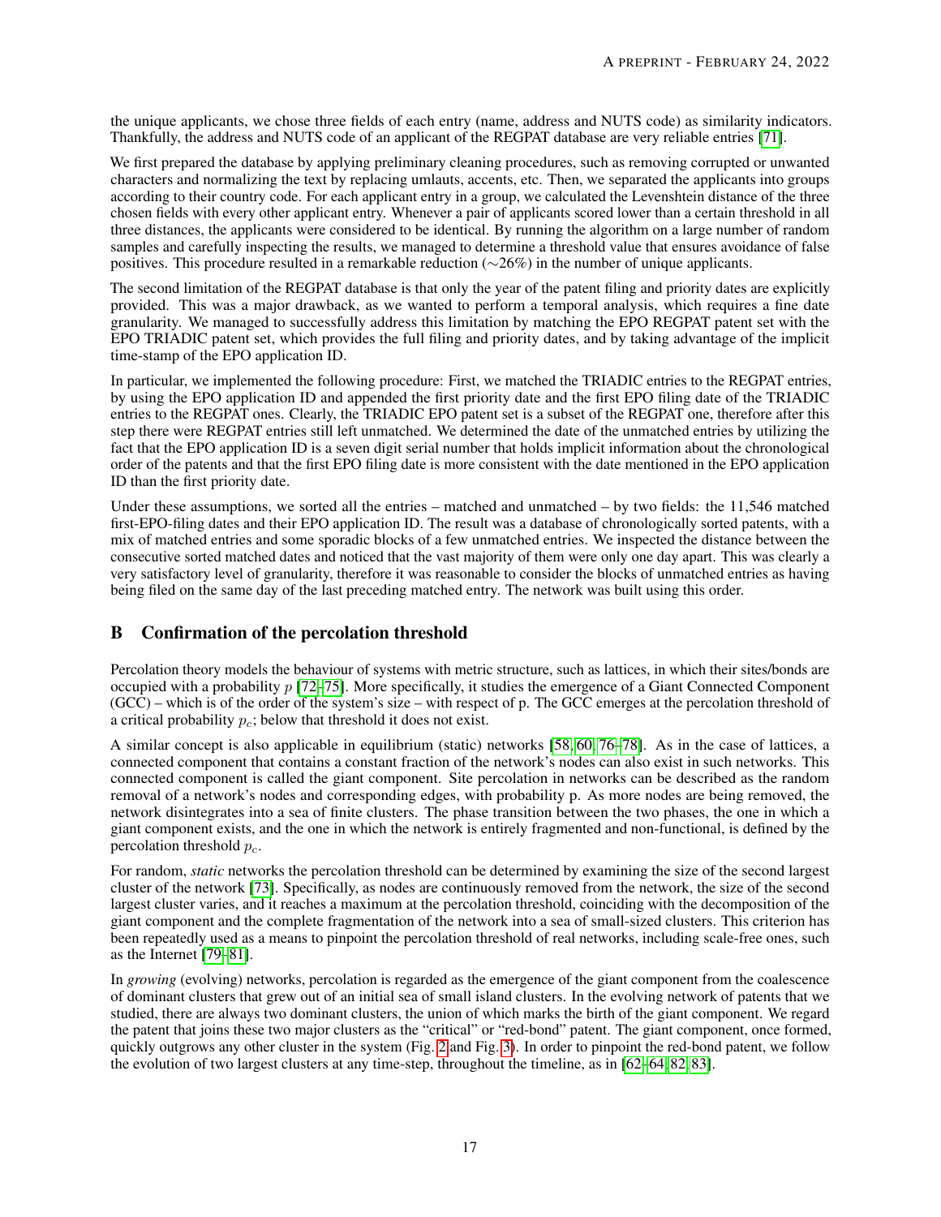the unique applicants, we chose three fields of each entry (name, address and NUTS code) as similarity indicators. Thankfully, the address and NUTS code of an applicant of the REGPAT database are very reliable entries [71].

We first prepared the database by applying preliminary cleaning procedures, such as removing corrupted or unwanted characters and normalizing the text by replacing umlauts, accents, etc. Then, we separated the applicants into groups according to their country code. For each applicant entry in a group, we calculated the Levenshtein distance of the three chosen fields with every other applicant entry. Whenever a pair of applicants scored lower than a certain threshold in all three distances, the applicants were considered to be identical. By running the algorithm on a large number of random samples and carefully inspecting the results, we managed to determine a threshold value that ensures avoidance of false positives. This procedure resulted in a remarkable reduction ($\sim$26%) in the number of unique applicants.

The second limitation of the REGPAT database is that only the year of the patent filing and priority dates are explicitly provided. This was a major drawback, as we wanted to perform a temporal analysis, which requires a fine date granularity. We managed to successfully address this limitation by matching the EPO REGPAT patent set with the EPO TRIADIC patent set, which provides the full filing and priority dates, and by taking advantage of the implicit time-stamp of the EPO application ID.

In particular, we implemented the following procedure: First, we matched the TRIADIC entries to the REGPAT entries, by using the EPO application ID and appended the first priority date and the first EPO filing date of the TRIADIC entries to the REGPAT ones. Clearly, the TRIADIC EPO patent set is a subset of the REGPAT one, therefore after this step there were REGPAT entries still left unmatched. We determined the date of the unmatched entries by utilizing the fact that the EPO application ID is a seven digit serial number that holds implicit information about the chronological order of the patents and that the first EPO filing date is more consistent with the date mentioned in the EPO application ID than the first priority date.

Under these assumptions, we sorted all the entries – matched and unmatched – by two fields: the 11,546 matched first-EPO-filing dates and their EPO application ID. The result was a database of chronologically sorted patents, with a mix of matched entries and some sporadic blocks of a few unmatched entries. We inspected the distance between the consecutive sorted matched dates and noticed that the vast majority of them were only one day apart. This was clearly a very satisfactory level of granularity, therefore it was reasonable to consider the blocks of unmatched entries as having being filed on the same day of the last preceding matched entry. The network was built using this order.

## B Confirmation of the percolation threshold

Percolation theory models the behaviour of systems with metric structure, such as lattices, in which their sites/bonds are occupied with a probability $p$ [72–75]. More specifically, it studies the emergence of a Giant Connected Component (GCC) – which is of the order of the system's size – with respect of p. The GCC emerges at the percolation threshold of a critical probability $p_c$; below that threshold it does not exist.

A similar concept is also applicable in equilibrium (static) networks [58, 60, 76–78]. As in the case of lattices, a connected component that contains a constant fraction of the network's nodes can also exist in such networks. This connected component is called the giant component. Site percolation in networks can be described as the random removal of a network's nodes and corresponding edges, with probability p. As more nodes are being removed, the network disintegrates into a sea of finite clusters. The phase transition between the two phases, the one in which a giant component exists, and the one in which the network is entirely fragmented and non-functional, is defined by the percolation threshold $p_c$.

For random, *static* networks the percolation threshold can be determined by examining the size of the second largest cluster of the network [73]. Specifically, as nodes are continuously removed from the network, the size of the second largest cluster varies, and it reaches a maximum at the percolation threshold, coinciding with the decomposition of the giant component and the complete fragmentation of the network into a sea of small-sized clusters. This criterion has been repeatedly used as a means to pinpoint the percolation threshold of real networks, including scale-free ones, such as the Internet [79–81].

In *growing* (evolving) networks, percolation is regarded as the emergence of the giant component from the coalescence of dominant clusters that grew out of an initial sea of small island clusters. In the evolving network of patents that we studied, there are always two dominant clusters, the union of which marks the birth of the giant component. We regard the patent that joins these two major clusters as the "critical" or "red-bond" patent. The giant component, once formed, quickly outgrows any other cluster in the system (Fig. 2 and Fig. 3). In order to pinpoint the red-bond patent, we follow the evolution of two largest clusters at any time-step, throughout the timeline, as in [62–64, 82, 83].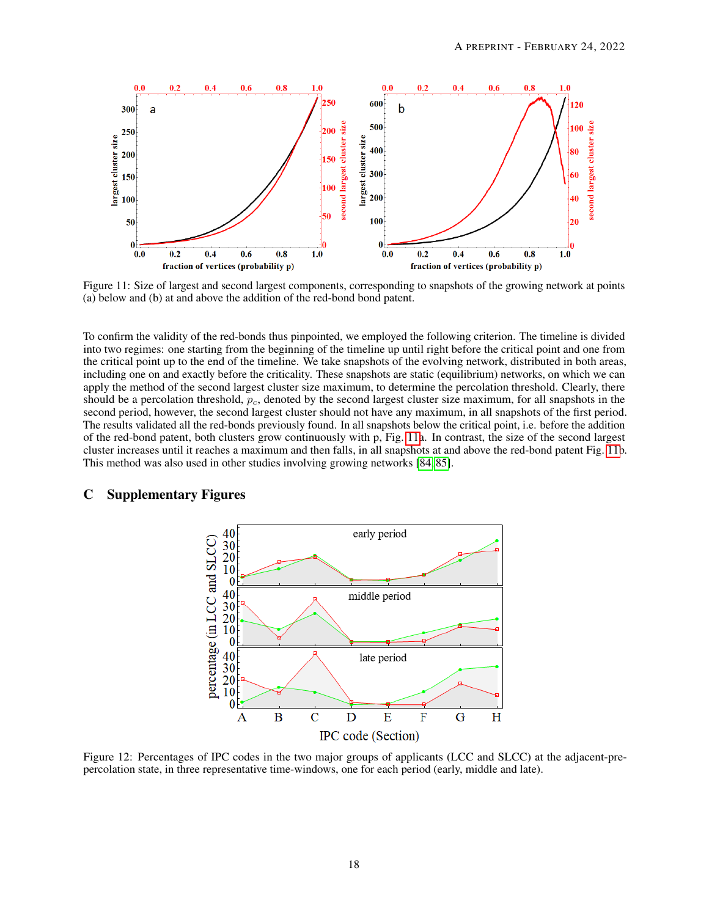Figure 11: Size of largest and second largest components, corresponding to snapshots of the growing network at points (a) below and (b) at and above the addition of the red-bond bond patent.

To confirm the validity of the red-bonds thus pinpointed, we employed the following criterion. The timeline is divided into two regimes: one starting from the beginning of the timeline up until right before the critical point and one from the critical point up to the end of the timeline. We take snapshots of the evolving network, distributed in both areas, including one on and exactly before the criticality. These snapshots are static (equilibrium) networks, on which we can apply the method of the second largest cluster size maximum, to determine the percolation threshold. Clearly, there should be a percolation threshold, $p_c$, denoted by the second largest cluster size maximum, for all snapshots in the second period, however, the second largest cluster should not have any maximum, in all snapshots of the first period. The results validated all the red-bonds previously found. In all snapshots below the critical point, i.e. before the addition of the red-bond patent, both clusters grow continuously with p, Fig. 11a. In contrast, the size of the second largest cluster increases until it reaches a maximum and then falls, in all snapshots at and above the red-bond patent Fig. 11b. This method was also used in other studies involving growing networks [84, 85].

## C Supplementary Figures

Figure 12: Percentages of IPC codes in the two major groups of applicants (LCC and SLCC) at the adjacent-pre-percolation state, in three representative time-windows, one for each period (early, middle and late).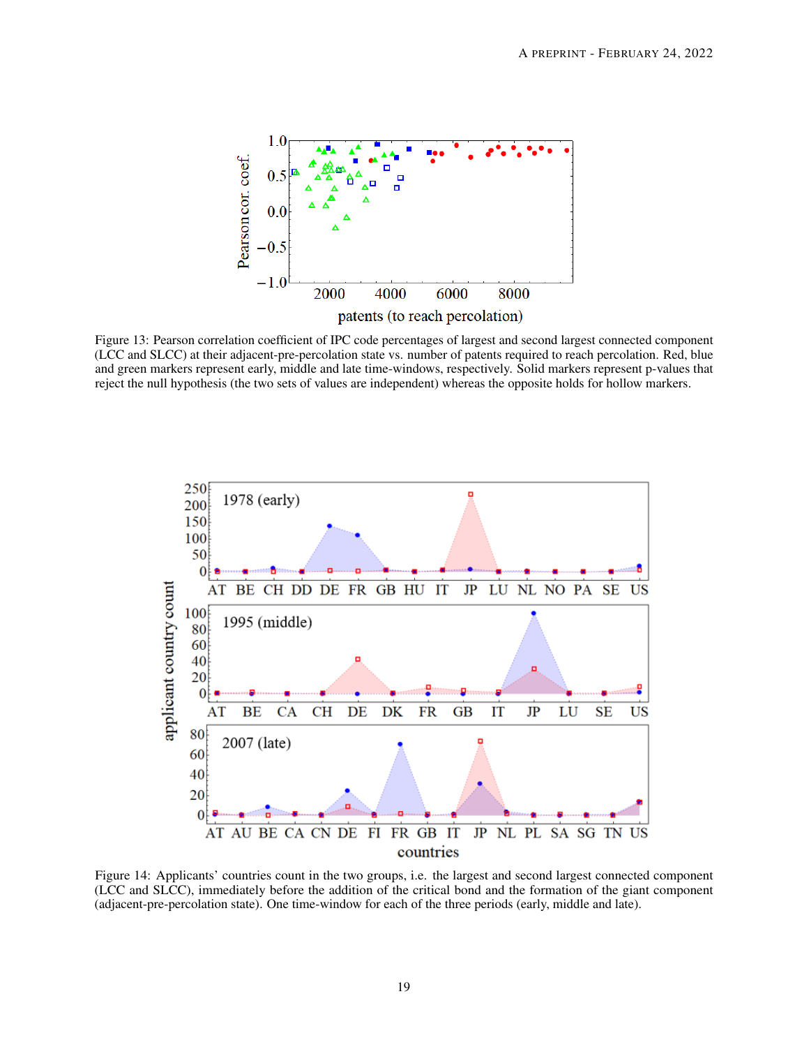Figure 13: Pearson correlation coefficient of IPC code percentages of largest and second largest connected component (LCC and SLCC) at their adjacent-pre-percolation state vs. number of patents required to reach percolation. Red, blue and green markers represent early, middle and late time-windows, respectively. Solid markers represent p-values that reject the null hypothesis (the two sets of values are independent) whereas the opposite holds for hollow markers.

Figure 14: Applicants' countries count in the two groups, i.e. the largest and second largest connected component (LCC and SLCC), immediately before the addition of the critical bond and the formation of the giant component (adjacent-pre-percolation state). One time-window for each of the three periods (early, middle and late).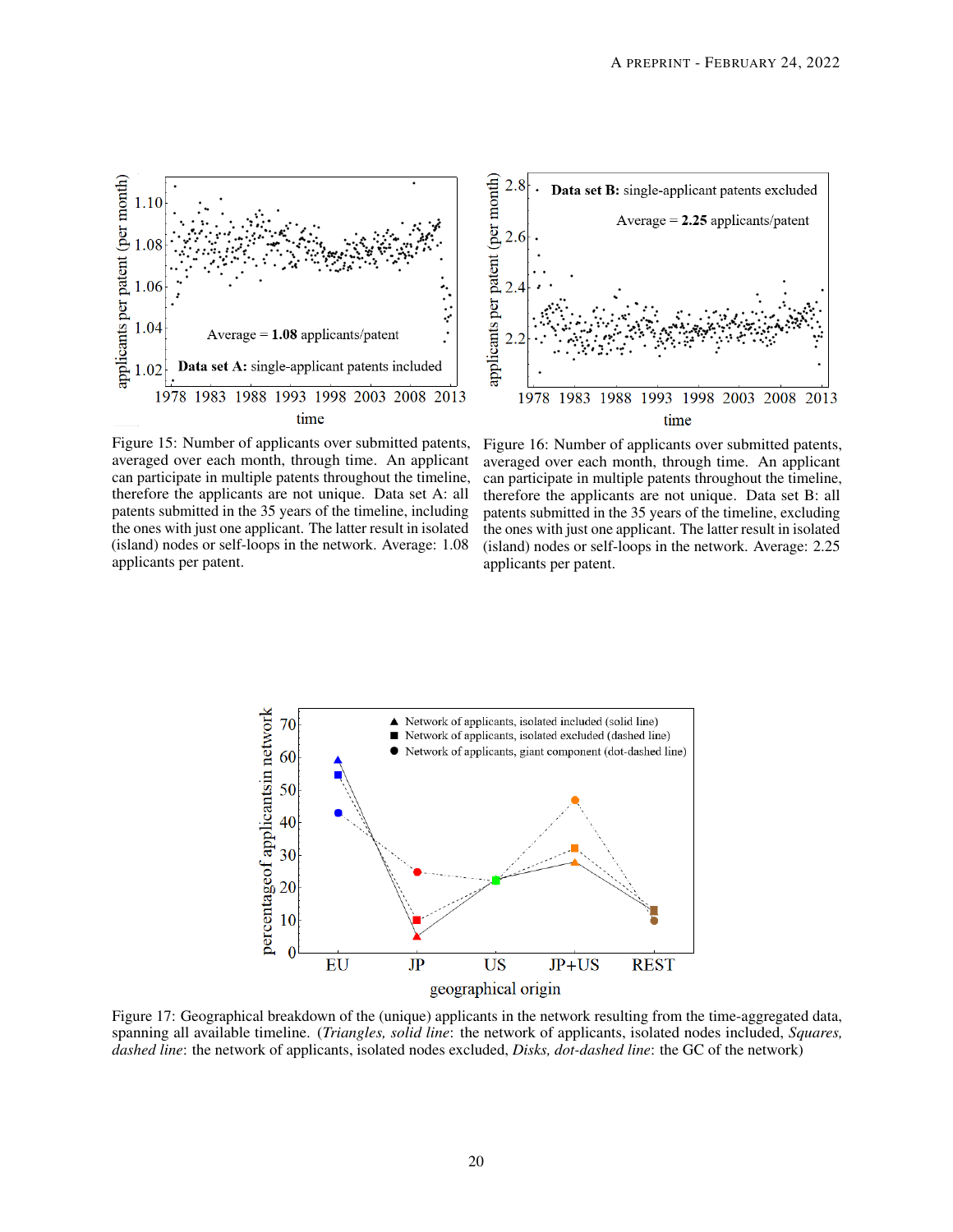applicants per patent (per month)

1.10
1.08
1.06
1.04
1.02

Average = **1.08** applicants/patent

**Data set A:** single-applicant patents included

1978 1983 1988 1993 1998 2003 2008 2013

time

Figure 15: Number of applicants over submitted patents, averaged over each month, through time. An applicant can participate in multiple patents throughout the timeline, therefore the applicants are not unique. Data set A: all patents submitted in the 35 years of the timeline, including the ones with just one applicant. The latter result in isolated (island) nodes or self-loops in the network. Average: 1.08 applicants per patent.

applicants per patent (per month)

2.8
2.6
2.4
2.2

**Data set B:** single-applicant patents excluded

Average = **2.25** applicants/patent

1978 1983 1988 1993 1998 2003 2008 2013

time

Figure 16: Number of applicants over submitted patents, averaged over each month, through time. An applicant can participate in multiple patents throughout the timeline, therefore the applicants are not unique. Data set B: all patents submitted in the 35 years of the timeline, excluding the ones with just one applicant. The latter result in isolated (island) nodes or self-loops in the network. Average: 2.25 applicants per patent.

percentageof applicantsin network

70
60
50
40
30
20
10
0

▲ Network of applicants, isolated included (solid line)
■ Network of applicants, isolated excluded (dashed line)
● Network of applicants, giant component (dot-dashed line)

EU JP US JP+US REST

geographical origin

Figure 17: Geographical breakdown of the (unique) applicants in the network resulting from the time-aggregated data, spanning all available timeline. (*Triangles, solid line*: the network of applicants, isolated nodes included, *Squares, dashed line*: the network of applicants, isolated nodes excluded, *Disks, dot-dashed line*: the GC of the network)